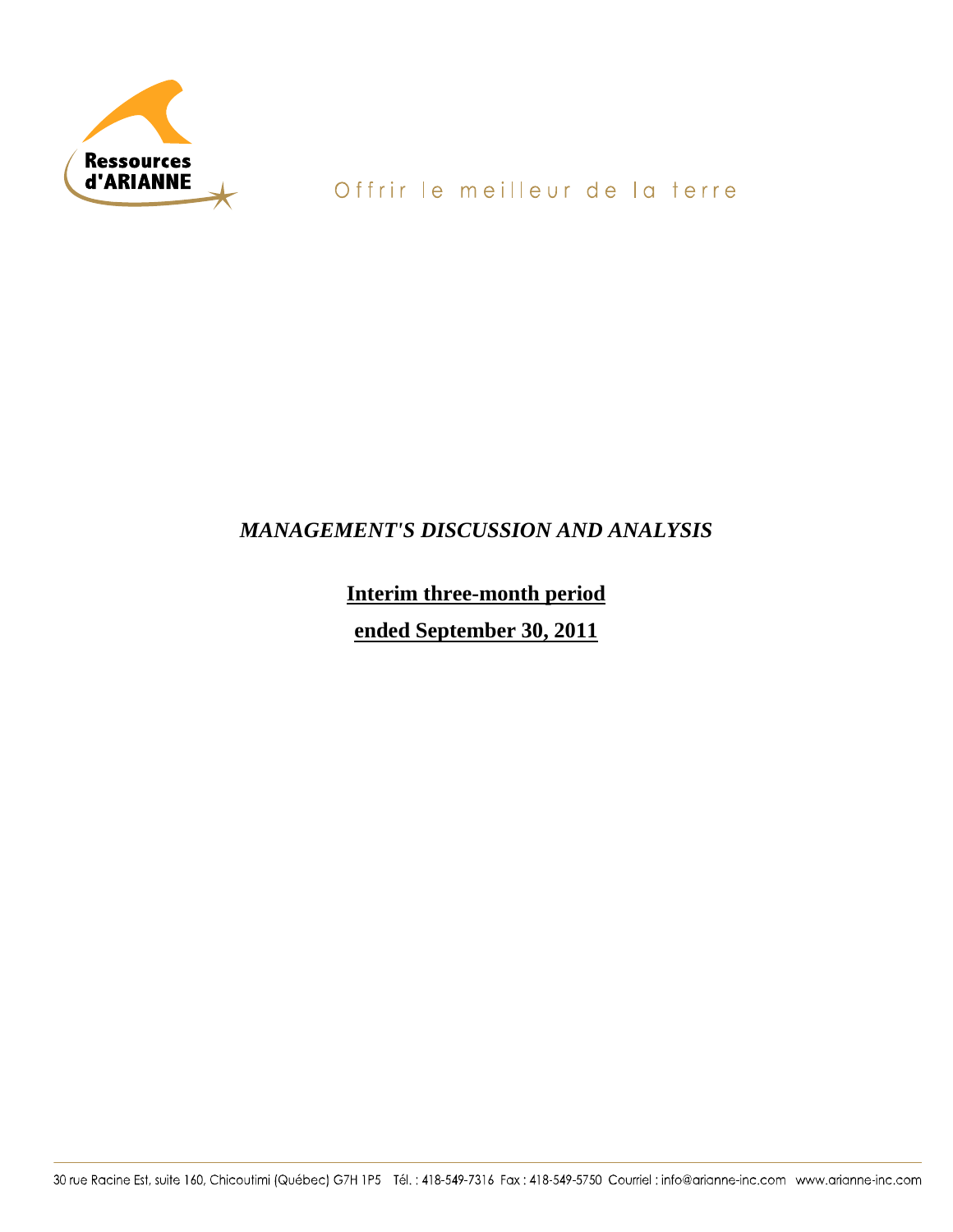Ressources d'ARIANNE

Offrir le meilleur de la terre

# *MANAGEMENT'S DISCUSSION AND ANALYSIS*

**Interim three-month period**

**ended September 30, 2011**

30 rue Racine Est, suite 160, Chicoutimi (Québec) G7H 1P5 Tél. : 418-549-7316 Fax : 418-549-5750 Courriel : info@arianne-inc.com www.arianne-inc.com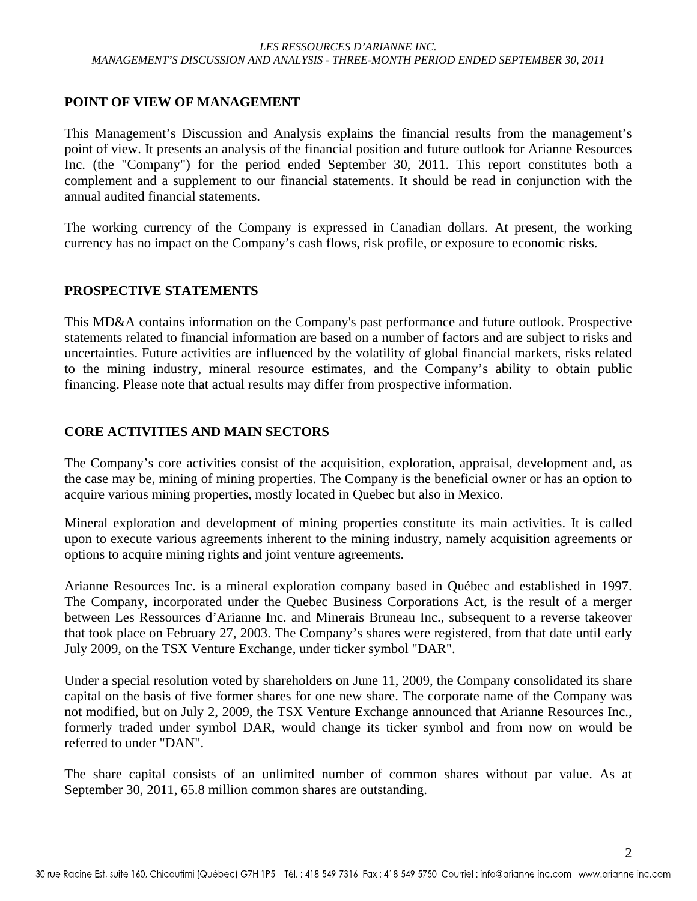## POINT OF VIEW OF MANAGEMENT

This Management's Discussion and Analysis explains the financial results from the management's point of view. It presents an analysis of the financial position and future outlook for Arianne Resources Inc. (the "Company") for the period ended September 30, 2011. This report constitutes both a complement and a supplement to our financial statements. It should be read in conjunction with the annual audited financial statements.

The working currency of the Company is expressed in Canadian dollars. At present, the working currency has no impact on the Company's cash flows, risk profile, or exposure to economic risks.

## PROSPECTIVE STATEMENTS

This MD&A contains information on the Company's past performance and future outlook. Prospective statements related to financial information are based on a number of factors and are subject to risks and uncertainties. Future activities are influenced by the volatility of global financial markets, risks related to the mining industry, mineral resource estimates, and the Company's ability to obtain public financing. Please note that actual results may differ from prospective information.

## CORE ACTIVITIES AND MAIN SECTORS

The Company's core activities consist of the acquisition, exploration, appraisal, development and, as the case may be, mining of mining properties. The Company is the beneficial owner or has an option to acquire various mining properties, mostly located in Quebec but also in Mexico.

Mineral exploration and development of mining properties constitute its main activities. It is called upon to execute various agreements inherent to the mining industry, namely acquisition agreements or options to acquire mining rights and joint venture agreements.

Arianne Resources Inc. is a mineral exploration company based in Québec and established in 1997. The Company, incorporated under the Quebec Business Corporations Act, is the result of a merger between Les Ressources d'Arianne Inc. and Minerais Bruneau Inc., subsequent to a reverse takeover that took place on February 27, 2003. The Company's shares were registered, from that date until early July 2009, on the TSX Venture Exchange, under ticker symbol "DAR".

Under a special resolution voted by shareholders on June 11, 2009, the Company consolidated its share capital on the basis of five former shares for one new share. The corporate name of the Company was not modified, but on July 2, 2009, the TSX Venture Exchange announced that Arianne Resources Inc., formerly traded under symbol DAR, would change its ticker symbol and from now on would be referred to under "DAN".

The share capital consists of an unlimited number of common shares without par value. As at September 30, 2011, 65.8 million common shares are outstanding.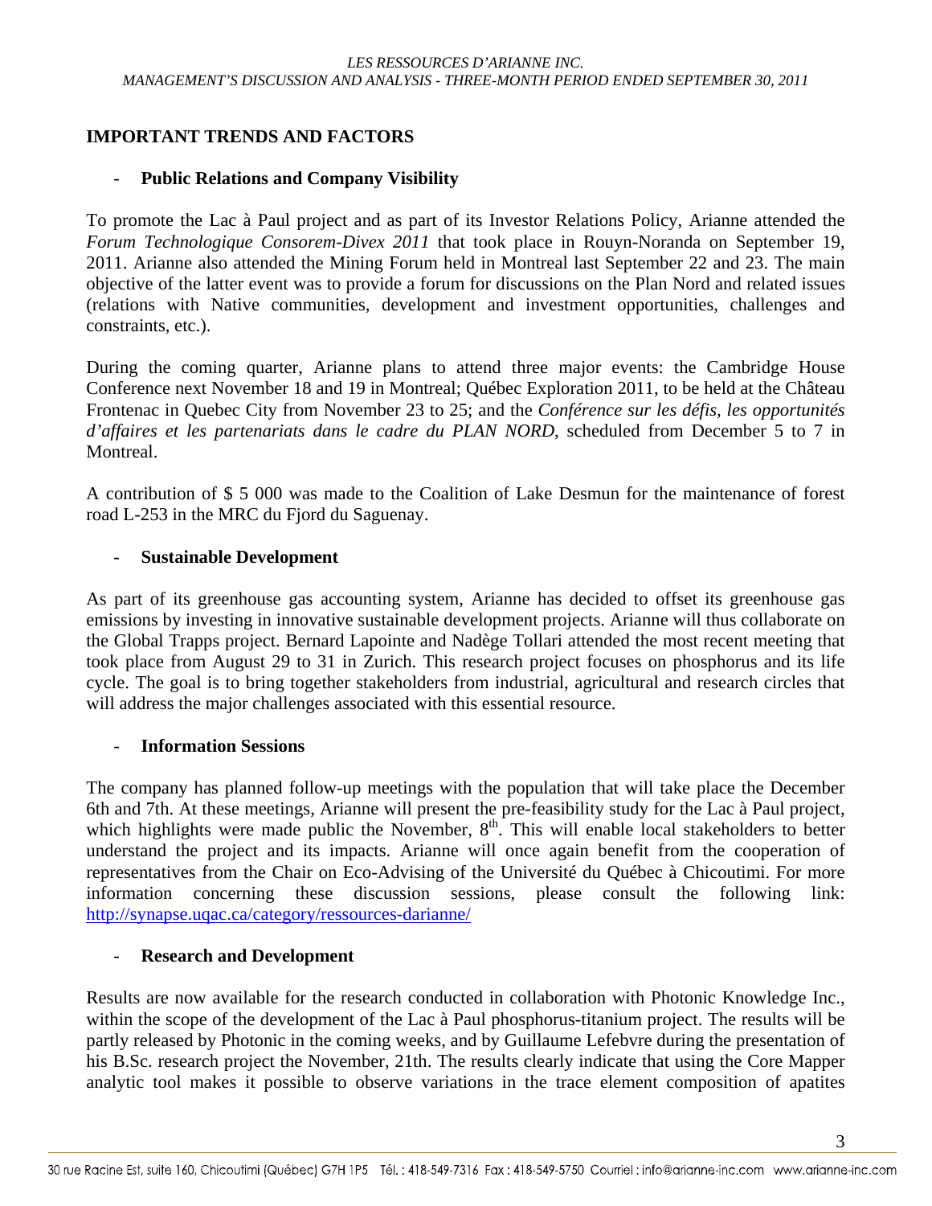## IMPORTANT TRENDS AND FACTORS

- **Public Relations and Company Visibility**

To promote the Lac à Paul project and as part of its Investor Relations Policy, Arianne attended the *Forum Technologique Consorem-Divex 2011* that took place in Rouyn-Noranda on September 19, 2011. Arianne also attended the Mining Forum held in Montreal last September 22 and 23. The main objective of the latter event was to provide a forum for discussions on the Plan Nord and related issues (relations with Native communities, development and investment opportunities, challenges and constraints, etc.).

During the coming quarter, Arianne plans to attend three major events: the Cambridge House Conference next November 18 and 19 in Montreal; Québec Exploration 2011, to be held at the Château Frontenac in Quebec City from November 23 to 25; and the *Conférence sur les défis, les opportunités d'affaires et les partenariats dans le cadre du PLAN NORD*, scheduled from December 5 to 7 in Montreal.

A contribution of $ 5 000 was made to the Coalition of Lake Desmun for the maintenance of forest road L-253 in the MRC du Fjord du Saguenay.

- **Sustainable Development**

As part of its greenhouse gas accounting system, Arianne has decided to offset its greenhouse gas emissions by investing in innovative sustainable development projects. Arianne will thus collaborate on the Global Trapps project. Bernard Lapointe and Nadège Tollari attended the most recent meeting that took place from August 29 to 31 in Zurich. This research project focuses on phosphorus and its life cycle. The goal is to bring together stakeholders from industrial, agricultural and research circles that will address the major challenges associated with this essential resource.

- **Information Sessions**

The company has planned follow-up meetings with the population that will take place the December 6th and 7th. At these meetings, Arianne will present the pre-feasibility study for the Lac à Paul project, which highlights were made public the November, 8th. This will enable local stakeholders to better understand the project and its impacts. Arianne will once again benefit from the cooperation of representatives from the Chair on Eco-Advising of the Université du Québec à Chicoutimi. For more information concerning these discussion sessions, please consult the following link: http://synapse.uqac.ca/category/ressources-darianne/

- **Research and Development**

Results are now available for the research conducted in collaboration with Photonic Knowledge Inc., within the scope of the development of the Lac à Paul phosphorus-titanium project. The results will be partly released by Photonic in the coming weeks, and by Guillaume Lefebvre during the presentation of his B.Sc. research project the November, 21th. The results clearly indicate that using the Core Mapper analytic tool makes it possible to observe variations in the trace element composition of apatites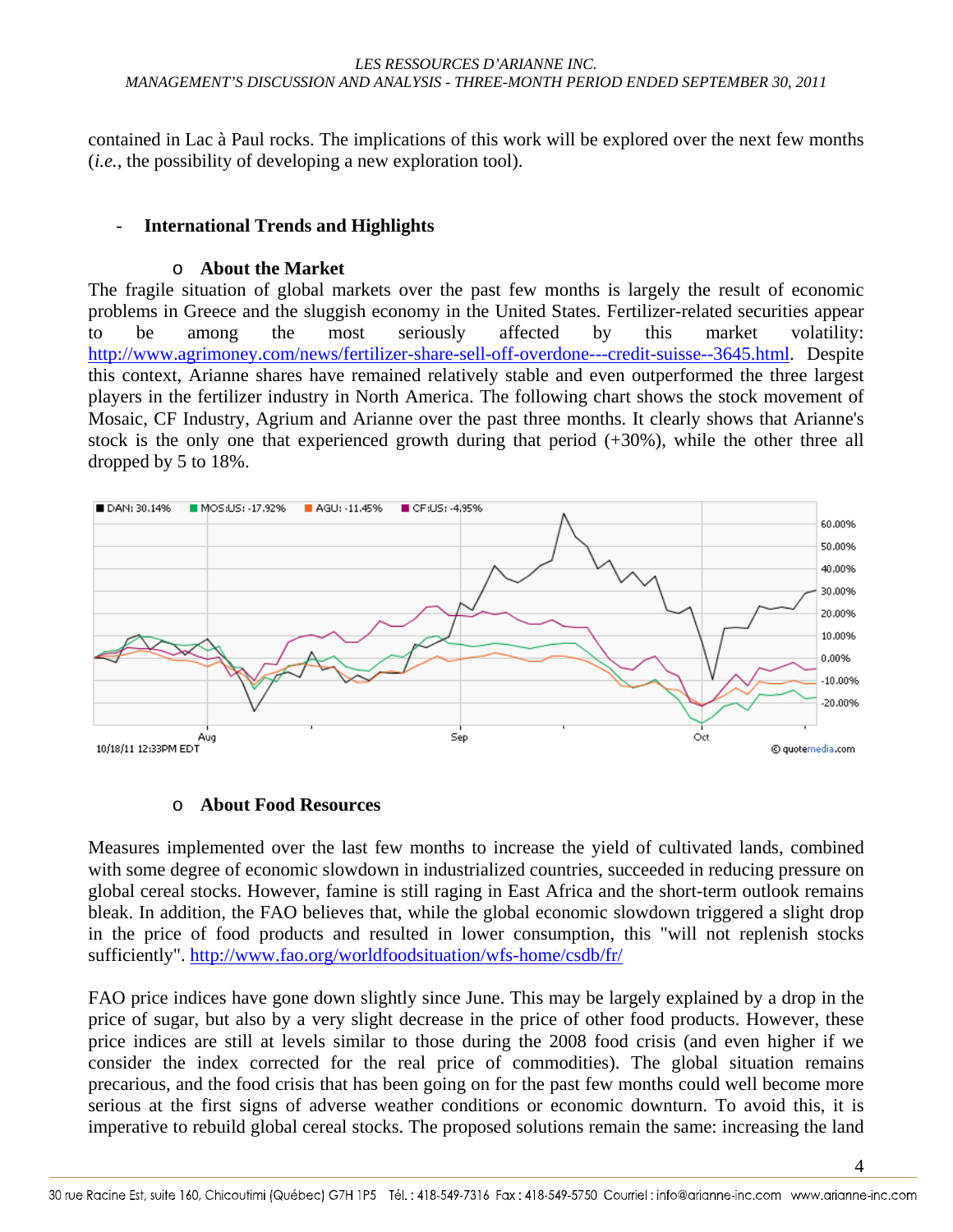contained in Lac à Paul rocks. The implications of this work will be explored over the next few months (*i.e.*, the possibility of developing a new exploration tool).

- **International Trends and Highlights**

  - **About the Market**

The fragile situation of global markets over the past few months is largely the result of economic problems in Greece and the sluggish economy in the United States. Fertilizer-related securities appear to be among the most seriously affected by this market volatility: http://www.agrimoney.com/news/fertilizer-share-sell-off-overdone---credit-suisse--3645.html. Despite this context, Arianne shares have remained relatively stable and even outperformed the three largest players in the fertilizer industry in North America. The following chart shows the stock movement of Mosaic, CF Industry, Agrium and Arianne over the past three months. It clearly shows that Arianne's stock is the only one that experienced growth during that period (+30%), while the other three all dropped by 5 to 18%.

  - **About Food Resources**

Measures implemented over the last few months to increase the yield of cultivated lands, combined with some degree of economic slowdown in industrialized countries, succeeded in reducing pressure on global cereal stocks. However, famine is still raging in East Africa and the short-term outlook remains bleak. In addition, the FAO believes that, while the global economic slowdown triggered a slight drop in the price of food products and resulted in lower consumption, this "will not replenish stocks sufficiently". http://www.fao.org/worldfoodsituation/wfs-home/csdb/fr/

FAO price indices have gone down slightly since June. This may be largely explained by a drop in the price of sugar, but also by a very slight decrease in the price of other food products. However, these price indices are still at levels similar to those during the 2008 food crisis (and even higher if we consider the index corrected for the real price of commodities). The global situation remains precarious, and the food crisis that has been going on for the past few months could well become more serious at the first signs of adverse weather conditions or economic downturn. To avoid this, it is imperative to rebuild global cereal stocks. The proposed solutions remain the same: increasing the land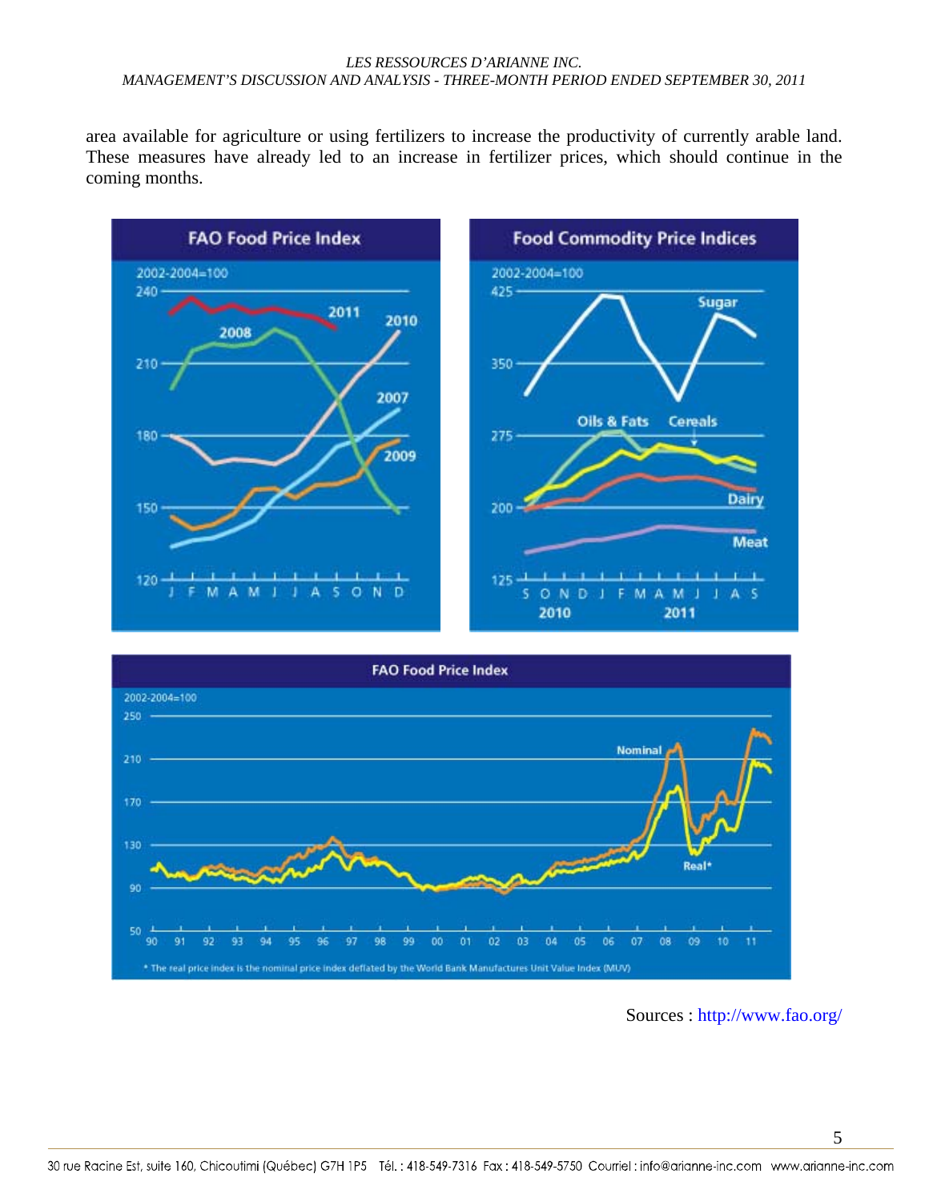area available for agriculture or using fertilizers to increase the productivity of currently arable land. These measures have already led to an increase in fertilizer prices, which should continue in the coming months.

Sources : http://www.fao.org/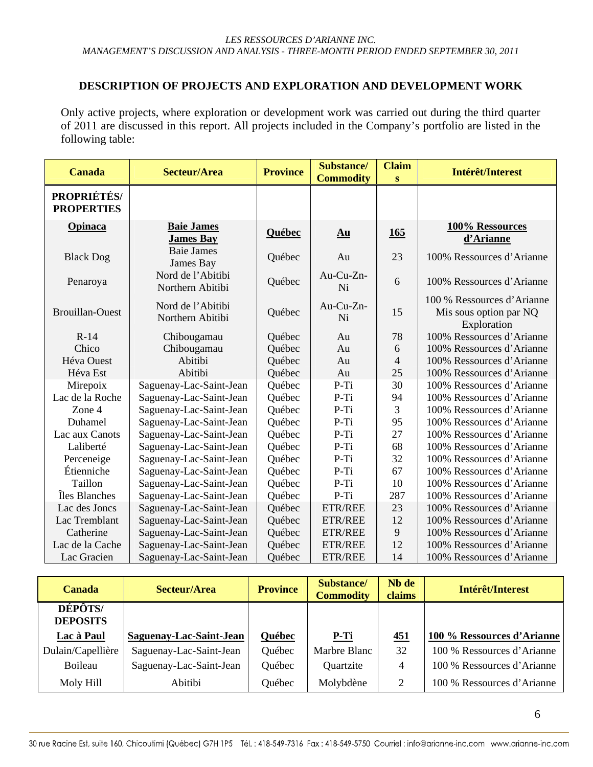## DESCRIPTION OF PROJECTS AND EXPLORATION AND DEVELOPMENT WORK

Only active projects, where exploration or development work was carried out during the third quarter of 2011 are discussed in this report. All projects included in the Company's portfolio are listed in the following table:

| Canada | Secteur/Area | Province | Substance/ Commodity | Claims | Intérêt/Interest |
|---|---|---|---|---|---|
| **PROPRIÉTÉS/ PROPERTIES** | | | | | |
| **Opinaca** | **Baie James James Bay** | **Québec** | **Au** | **165** | **100% Ressources d'Arianne** |
| Black Dog | Baie James James Bay | Québec | Au | 23 | 100% Ressources d'Arianne |
| Penaroya | Nord de l'Abitibi Northern Abitibi | Québec | Au-Cu-Zn-Ni | 6 | 100% Ressources d'Arianne |
| Brouillan-Ouest | Nord de l'Abitibi Northern Abitibi | Québec | Au-Cu-Zn-Ni | 15 | 100 % Ressources d'Arianne Mis sous option par NQ Exploration |
| R-14 | Chibougamau | Québec | Au | 78 | 100% Ressources d'Arianne |
| Chico | Chibougamau | Québec | Au | 6 | 100% Ressources d'Arianne |
| Héva Ouest | Abitibi | Québec | Au | 4 | 100% Ressources d'Arianne |
| Héva Est | Abitibi | Québec | Au | 25 | 100% Ressources d'Arianne |
| Mirepoix | Saguenay-Lac-Saint-Jean | Québec | P-Ti | 30 | 100% Ressources d'Arianne |
| Lac de la Roche | Saguenay-Lac-Saint-Jean | Québec | P-Ti | 94 | 100% Ressources d'Arianne |
| Zone 4 | Saguenay-Lac-Saint-Jean | Québec | P-Ti | 3 | 100% Ressources d'Arianne |
| Duhamel | Saguenay-Lac-Saint-Jean | Québec | P-Ti | 95 | 100% Ressources d'Arianne |
| Lac aux Canots | Saguenay-Lac-Saint-Jean | Québec | P-Ti | 27 | 100% Ressources d'Arianne |
| Laliberté | Saguenay-Lac-Saint-Jean | Québec | P-Ti | 68 | 100% Ressources d'Arianne |
| Perceneige | Saguenay-Lac-Saint-Jean | Québec | P-Ti | 32 | 100% Ressources d'Arianne |
| Étienniche | Saguenay-Lac-Saint-Jean | Québec | P-Ti | 67 | 100% Ressources d'Arianne |
| Taillon | Saguenay-Lac-Saint-Jean | Québec | P-Ti | 10 | 100% Ressources d'Arianne |
| Îles Blanches | Saguenay-Lac-Saint-Jean | Québec | P-Ti | 287 | 100% Ressources d'Arianne |
| Lac des Joncs | Saguenay-Lac-Saint-Jean | Québec | ETR/REE | 23 | 100% Ressources d'Arianne |
| Lac Tremblant | Saguenay-Lac-Saint-Jean | Québec | ETR/REE | 12 | 100% Ressources d'Arianne |
| Catherine | Saguenay-Lac-Saint-Jean | Québec | ETR/REE | 9 | 100% Ressources d'Arianne |
| Lac de la Cache | Saguenay-Lac-Saint-Jean | Québec | ETR/REE | 12 | 100% Ressources d'Arianne |
| Lac Gracien | Saguenay-Lac-Saint-Jean | Québec | ETR/REE | 14 | 100% Ressources d'Arianne |

| Canada | Secteur/Area | Province | Substance/ Commodity | Nb de claims | Intérêt/Interest |
|---|---|---|---|---|---|
| **DÉPÔTS/ DEPOSITS** | | | | | |
| **Lac à Paul** | **Saguenay-Lac-Saint-Jean** | **Québec** | **P-Ti** | **451** | **100 % Ressources d'Arianne** |
| Dulain/Capellière | Saguenay-Lac-Saint-Jean | Québec | Marbre Blanc | 32 | 100 % Ressources d'Arianne |
| Boileau | Saguenay-Lac-Saint-Jean | Québec | Quartzite | 4 | 100 % Ressources d'Arianne |
| Moly Hill | Abitibi | Québec | Molybdène | 2 | 100 % Ressources d'Arianne |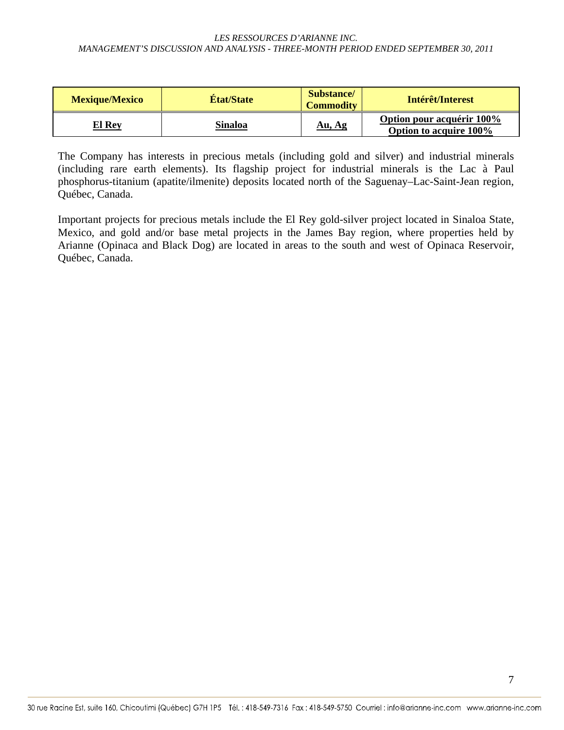| Mexique/Mexico | État/State | Substance/ Commodity | Intérêt/Interest |
| --- | --- | --- | --- |
| **El Rey** | **Sinaloa** | **Au, Ag** | **Option pour acquérir 100%** **Option to acquire 100%** |

The Company has interests in precious metals (including gold and silver) and industrial minerals (including rare earth elements). Its flagship project for industrial minerals is the Lac à Paul phosphorus-titanium (apatite/ilmenite) deposits located north of the Saguenay–Lac-Saint-Jean region, Québec, Canada.

Important projects for precious metals include the El Rey gold-silver project located in Sinaloa State, Mexico, and gold and/or base metal projects in the James Bay region, where properties held by Arianne (Opinaca and Black Dog) are located in areas to the south and west of Opinaca Reservoir, Québec, Canada.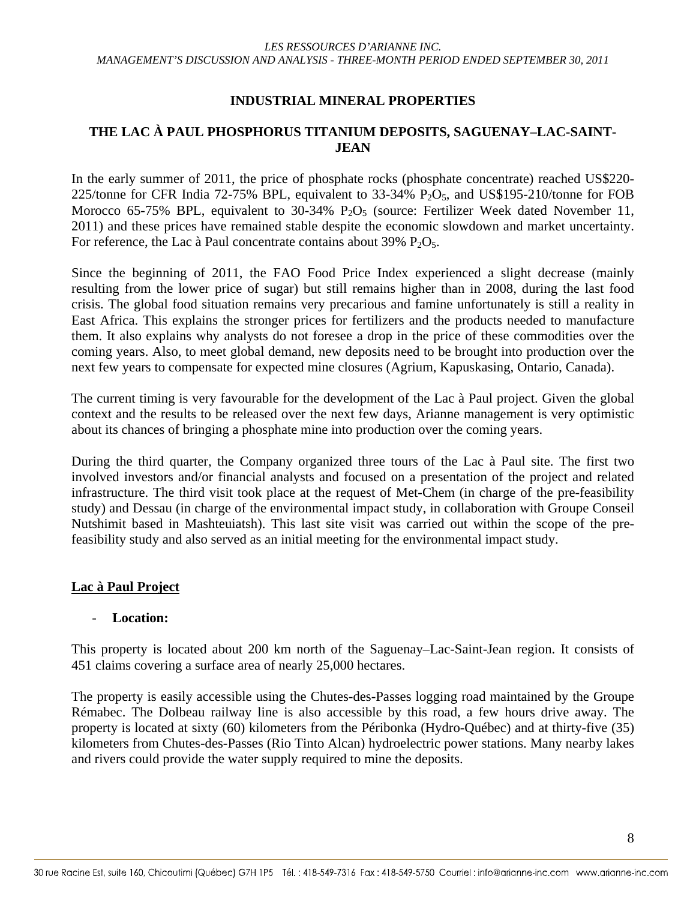## INDUSTRIAL MINERAL PROPERTIES

## THE LAC À PAUL PHOSPHORUS TITANIUM DEPOSITS, SAGUENAY–LAC-SAINT-JEAN

In the early summer of 2011, the price of phosphate rocks (phosphate concentrate) reached US$220-225/tonne for CFR India 72-75% BPL, equivalent to 33-34% $P_2O_5$, and US$195-210/tonne for FOB Morocco 65-75% BPL, equivalent to 30-34% $P_2O_5$ (source: Fertilizer Week dated November 11, 2011) and these prices have remained stable despite the economic slowdown and market uncertainty. For reference, the Lac à Paul concentrate contains about 39% $P_2O_5$.

Since the beginning of 2011, the FAO Food Price Index experienced a slight decrease (mainly resulting from the lower price of sugar) but still remains higher than in 2008, during the last food crisis. The global food situation remains very precarious and famine unfortunately is still a reality in East Africa. This explains the stronger prices for fertilizers and the products needed to manufacture them. It also explains why analysts do not foresee a drop in the price of these commodities over the coming years. Also, to meet global demand, new deposits need to be brought into production over the next few years to compensate for expected mine closures (Agrium, Kapuskasing, Ontario, Canada).

The current timing is very favourable for the development of the Lac à Paul project. Given the global context and the results to be released over the next few days, Arianne management is very optimistic about its chances of bringing a phosphate mine into production over the coming years.

During the third quarter, the Company organized three tours of the Lac à Paul site. The first two involved investors and/or financial analysts and focused on a presentation of the project and related infrastructure. The third visit took place at the request of Met-Chem (in charge of the pre-feasibility study) and Dessau (in charge of the environmental impact study, in collaboration with Groupe Conseil Nutshimit based in Mashteuiatsh). This last site visit was carried out within the scope of the pre-feasibility study and also served as an initial meeting for the environmental impact study.

### <u>Lac à Paul Project</u>

- **Location:**

This property is located about 200 km north of the Saguenay–Lac-Saint-Jean region. It consists of 451 claims covering a surface area of nearly 25,000 hectares.

The property is easily accessible using the Chutes-des-Passes logging road maintained by the Groupe Rémabec. The Dolbeau railway line is also accessible by this road, a few hours drive away. The property is located at sixty (60) kilometers from the Péribonka (Hydro-Québec) and at thirty-five (35) kilometers from Chutes-des-Passes (Rio Tinto Alcan) hydroelectric power stations. Many nearby lakes and rivers could provide the water supply required to mine the deposits.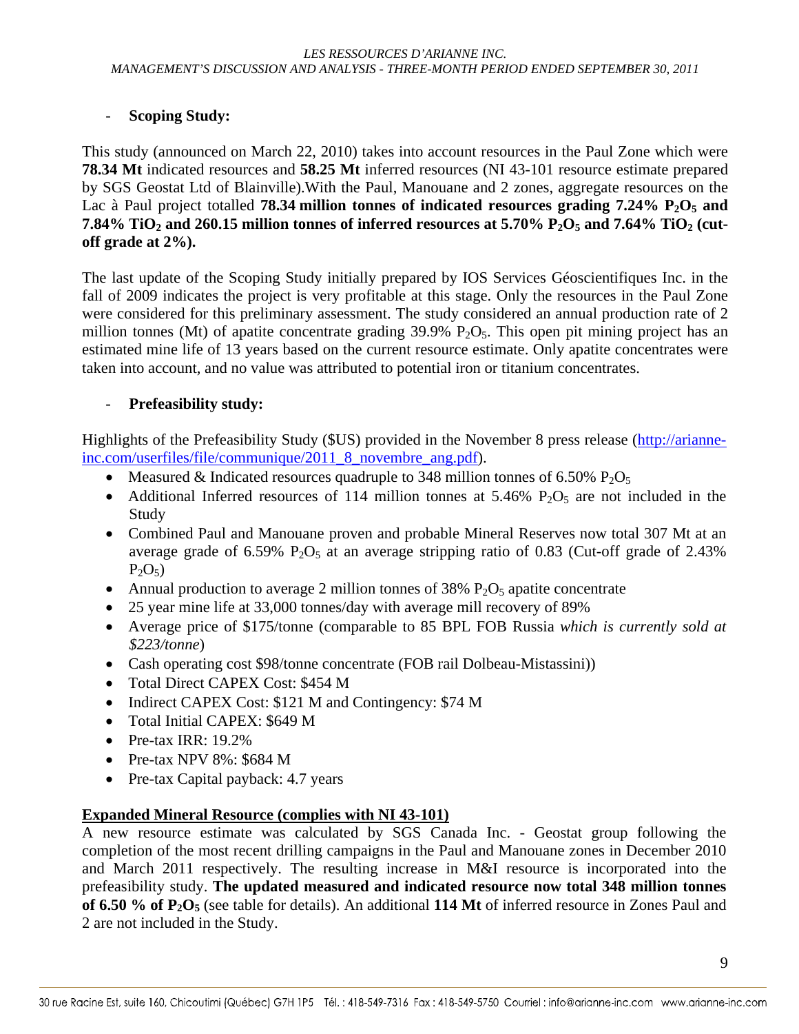- **Scoping Study:**

This study (announced on March 22, 2010) takes into account resources in the Paul Zone which were **78.34 Mt** indicated resources and **58.25 Mt** inferred resources (NI 43-101 resource estimate prepared by SGS Geostat Ltd of Blainville).With the Paul, Manouane and 2 zones, aggregate resources on the Lac à Paul project totalled **78.34 million tonnes of indicated resources grading 7.24% $P_2O_5$ and 7.84% $TiO_2$ and 260.15 million tonnes of inferred resources at 5.70% $P_2O_5$ and 7.64% $TiO_2$ (cut-off grade at 2%).**

The last update of the Scoping Study initially prepared by IOS Services Géoscientifiques Inc. in the fall of 2009 indicates the project is very profitable at this stage. Only the resources in the Paul Zone were considered for this preliminary assessment. The study considered an annual production rate of 2 million tonnes (Mt) of apatite concentrate grading 39.9% $P_2O_5$. This open pit mining project has an estimated mine life of 13 years based on the current resource estimate. Only apatite concentrates were taken into account, and no value was attributed to potential iron or titanium concentrates.

- **Prefeasibility study:**

Highlights of the Prefeasibility Study ($US) provided in the November 8 press release (http://arianne-inc.com/userfiles/file/communique/2011_8_novembre_ang.pdf).

- Measured & Indicated resources quadruple to 348 million tonnes of 6.50% $P_2O_5$
- Additional Inferred resources of 114 million tonnes at 5.46% $P_2O_5$ are not included in the Study
- Combined Paul and Manouane proven and probable Mineral Reserves now total 307 Mt at an average grade of 6.59% $P_2O_5$ at an average stripping ratio of 0.83 (Cut-off grade of 2.43% $P_2O_5$)
- Annual production to average 2 million tonnes of 38% $P_2O_5$ apatite concentrate
- 25 year mine life at 33,000 tonnes/day with average mill recovery of 89%
- Average price of $175/tonne (comparable to 85 BPL FOB Russia *which is currently sold at $223/tonne*)
- Cash operating cost $98/tonne concentrate (FOB rail Dolbeau-Mistassini))
- Total Direct CAPEX Cost: $454 M
- Indirect CAPEX Cost: $121 M and Contingency: $74 M
- Total Initial CAPEX: $649 M
- Pre-tax IRR: 19.2%
- Pre-tax NPV 8%: $684 M
- Pre-tax Capital payback: 4.7 years

**Expanded Mineral Resource (complies with NI 43-101)**

A new resource estimate was calculated by SGS Canada Inc. - Geostat group following the completion of the most recent drilling campaigns in the Paul and Manouane zones in December 2010 and March 2011 respectively. The resulting increase in M&I resource is incorporated into the prefeasibility study. **The updated measured and indicated resource now total 348 million tonnes of 6.50 % of $P_2O_5$** (see table for details). An additional **114 Mt** of inferred resource in Zones Paul and 2 are not included in the Study.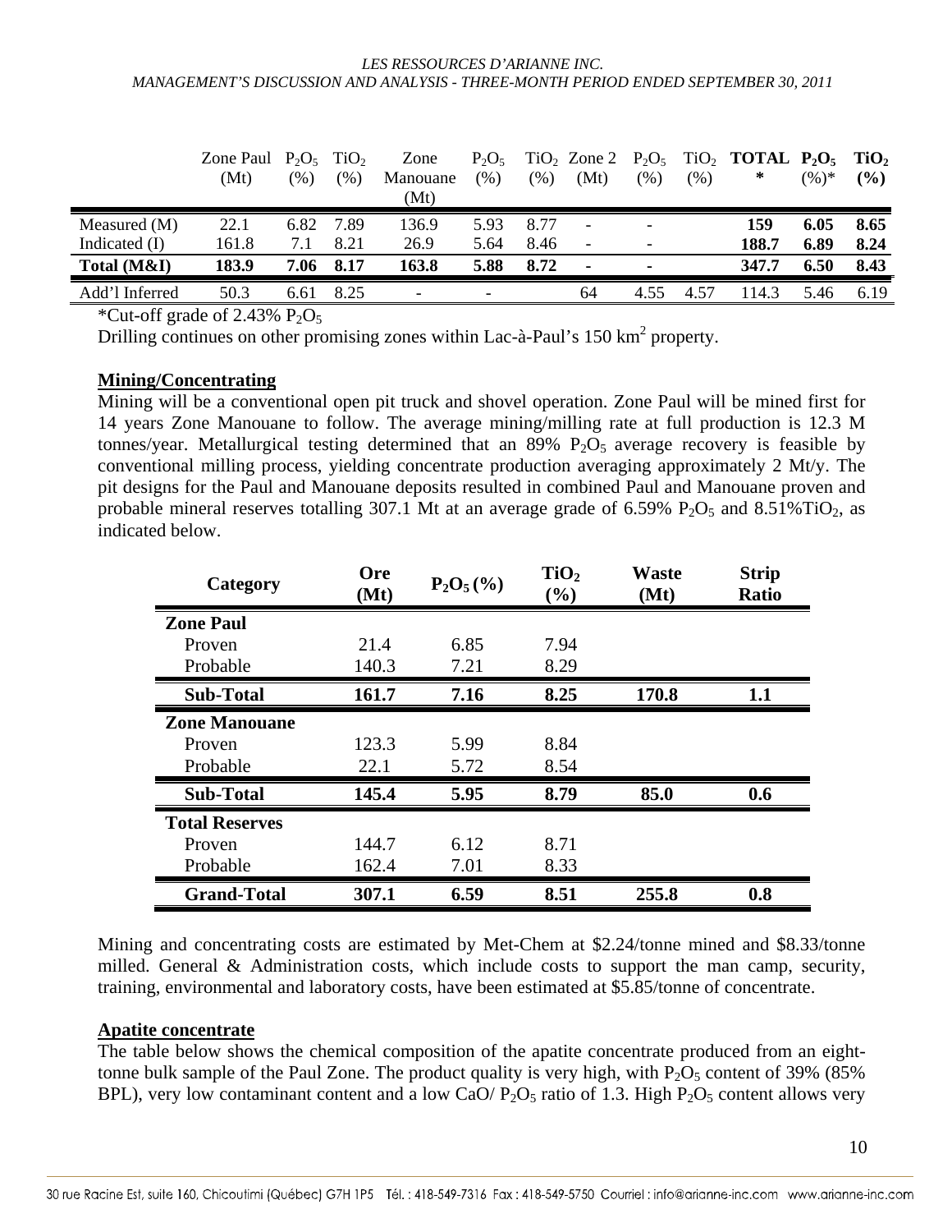| | Zone Paul (Mt) | $P_2O_5$ (%) | $TiO_2$ (%) | Zone Manouane (Mt) | $P_2O_5$ (%) | $TiO_2$ (%) | Zone 2 (Mt) | $P_2O_5$ (%) | $TiO_2$ (%) | **TOTAL \*** | **$P_2O_5$ (%)\*** | **$TiO_2$ (%)** |
|---|---|---|---|---|---|---|---|---|---|---|---|---|
| Measured (M) | 22.1 | 6.82 | 7.89 | 136.9 | 5.93 | 8.77 | - | - | | **159** | **6.05** | **8.65** |
| Indicated (I) | 161.8 | 7.1 | 8.21 | 26.9 | 5.64 | 8.46 | - | - | | **188.7** | **6.89** | **8.24** |
| **Total (M&I)** | **183.9** | **7.06** | **8.17** | **163.8** | **5.88** | **8.72** | **-** | **-** | | **347.7** | **6.50** | **8.43** |
| Add'l Inferred | 50.3 | 6.61 | 8.25 | - | - | | 64 | 4.55 | 4.57 | 114.3 | 5.46 | 6.19 |

*Cut-off grade of 2.43% $P_2O_5$

Drilling continues on other promising zones within Lac-à-Paul's 150 km$^2$ property.

## Mining/Concentrating

Mining will be a conventional open pit truck and shovel operation. Zone Paul will be mined first for 14 years Zone Manouane to follow. The average mining/milling rate at full production is 12.3 M tonnes/year. Metallurgical testing determined that an 89% $P_2O_5$ average recovery is feasible by conventional milling process, yielding concentrate production averaging approximately 2 Mt/y. The pit designs for the Paul and Manouane deposits resulted in combined Paul and Manouane proven and probable mineral reserves totalling 307.1 Mt at an average grade of 6.59% $P_2O_5$ and 8.51%$TiO_2$, as indicated below.

| Category | Ore (Mt) | $P_2O_5$ (%) | $TiO_2$ (%) | Waste (Mt) | Strip Ratio |
|---|---|---|---|---|---|
| **Zone Paul** | | | | | |
| Proven | 21.4 | 6.85 | 7.94 | | |
| Probable | 140.3 | 7.21 | 8.29 | | |
| **Sub-Total** | **161.7** | **7.16** | **8.25** | **170.8** | **1.1** |
| **Zone Manouane** | | | | | |
| Proven | 123.3 | 5.99 | 8.84 | | |
| Probable | 22.1 | 5.72 | 8.54 | | |
| **Sub-Total** | **145.4** | **5.95** | **8.79** | **85.0** | **0.6** |
| **Total Reserves** | | | | | |
| Proven | 144.7 | 6.12 | 8.71 | | |
| Probable | 162.4 | 7.01 | 8.33 | | |
| **Grand-Total** | **307.1** | **6.59** | **8.51** | **255.8** | **0.8** |

Mining and concentrating costs are estimated by Met-Chem at \$2.24/tonne mined and \$8.33/tonne milled. General & Administration costs, which include costs to support the man camp, security, training, environmental and laboratory costs, have been estimated at \$5.85/tonne of concentrate.

## Apatite concentrate

The table below shows the chemical composition of the apatite concentrate produced from an eight-tonne bulk sample of the Paul Zone. The product quality is very high, with $P_2O_5$ content of 39% (85% BPL), very low contaminant content and a low CaO/ $P_2O_5$ ratio of 1.3. High $P_2O_5$ content allows very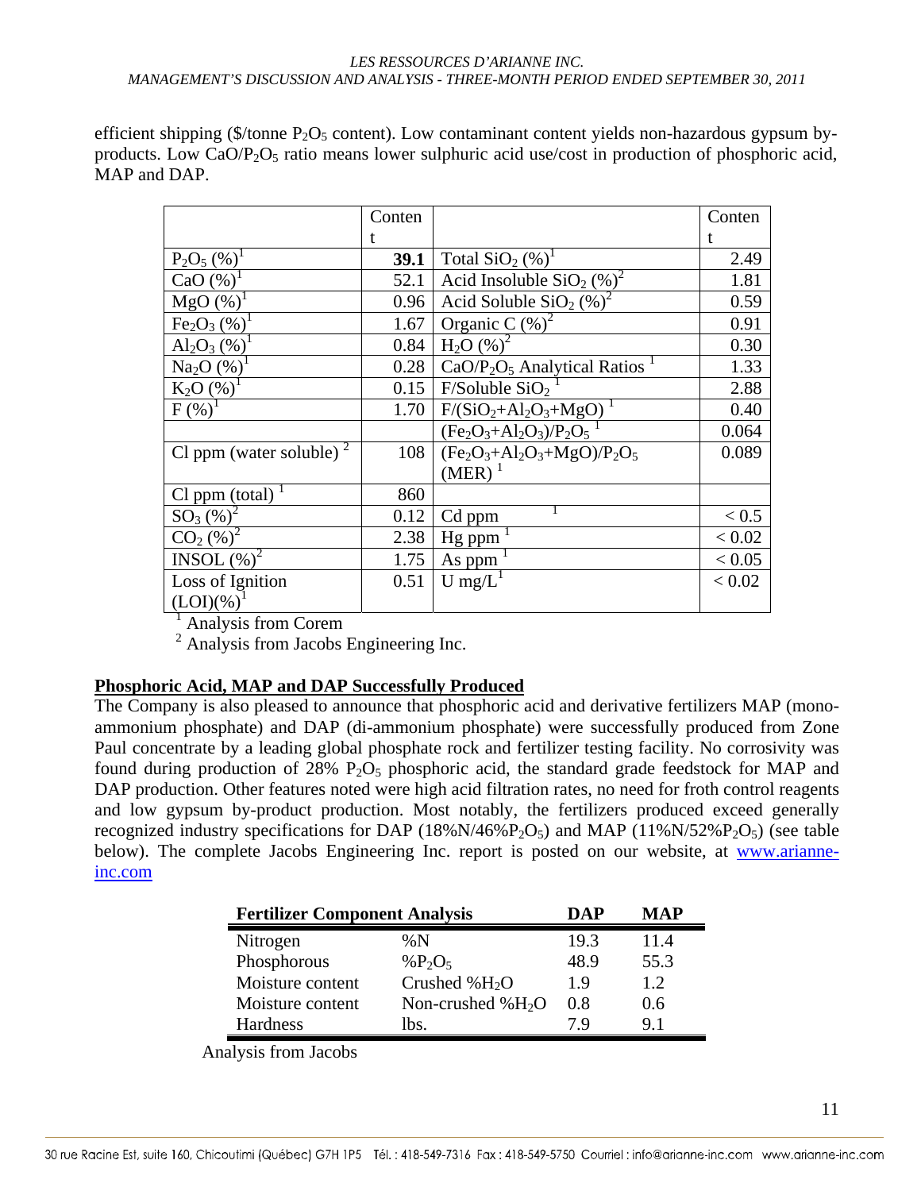efficient shipping (\$/tonne $P_2O_5$ content). Low contaminant content yields non-hazardous gypsum by-products. Low $CaO/P_2O_5$ ratio means lower sulphuric acid use/cost in production of phosphoric acid, MAP and DAP.

| | Content | | Content |
|---|---|---|---|
| $P_2O_5$ (%)[1] | **39.1** | Total $SiO_2$ (%)[1] | 2.49 |
| $CaO$ (%)[1] | 52.1 | Acid Insoluble $SiO_2$ (%)[2] | 1.81 |
| $MgO$ (%)[1] | 0.96 | Acid Soluble $SiO_2$ (%)[2] | 0.59 |
| $Fe_2O_3$ (%)[1] | 1.67 | Organic C (%)[2] | 0.91 |
| $Al_2O_3$ (%)[1] | 0.84 | $H_2O$ (%)[2] | 0.30 |
| $Na_2O$ (%)[1] | 0.28 | $CaO/P_2O_5$ Analytical Ratios [1] | 1.33 |
| $K_2O$ (%)[1] | 0.15 | F/Soluble $SiO_2$ [1] | 2.88 |
| F (%)[1] | 1.70 | $F/(SiO_2+Al_2O_3+MgO)$ [1] | 0.40 |
| | | $(Fe_2O_3+Al_2O_3)/P_2O_5$ [1] | 0.064 |
| Cl ppm (water soluble) [2] | 108 | $(Fe_2O_3+Al_2O_3+MgO)/P_2O_5$ (MER) [1] | 0.089 |
| Cl ppm (total) [1] | 860 | | |
| $SO_3$ (%)[2] | 0.12 | Cd ppm [1] | < 0.5 |
| $CO_2$ (%)[2] | 2.38 | Hg ppm [1] | < 0.02 |
| INSOL (%)[2] | 1.75 | As ppm [1] | < 0.05 |
| Loss of Ignition (LOI)(%)[1] | 0.51 | U mg/L[1] | < 0.02 |

[1] Analysis from Corem

[2] Analysis from Jacobs Engineering Inc.

**Phosphoric Acid, MAP and DAP Successfully Produced**

The Company is also pleased to announce that phosphoric acid and derivative fertilizers MAP (mono-ammonium phosphate) and DAP (di-ammonium phosphate) were successfully produced from Zone Paul concentrate by a leading global phosphate rock and fertilizer testing facility. No corrosivity was found during production of 28% $P_2O_5$ phosphoric acid, the standard grade feedstock for MAP and DAP production. Other features noted were high acid filtration rates, no need for froth control reagents and low gypsum by-product production. Most notably, the fertilizers produced exceed generally recognized industry specifications for DAP (18%N/46%$P_2O_5$) and MAP (11%N/52%$P_2O_5$) (see table below). The complete Jacobs Engineering Inc. report is posted on our website, at www.arianne-inc.com

| Fertilizer Component Analysis | | DAP | MAP |
|---|---|---|---|
| Nitrogen | %N | 19.3 | 11.4 |
| Phosphorous | %$P_2O_5$ | 48.9 | 55.3 |
| Moisture content | Crushed %$H_2O$ | 1.9 | 1.2 |
| Moisture content | Non-crushed %$H_2O$ | 0.8 | 0.6 |
| Hardness | lbs. | 7.9 | 9.1 |

Analysis from Jacobs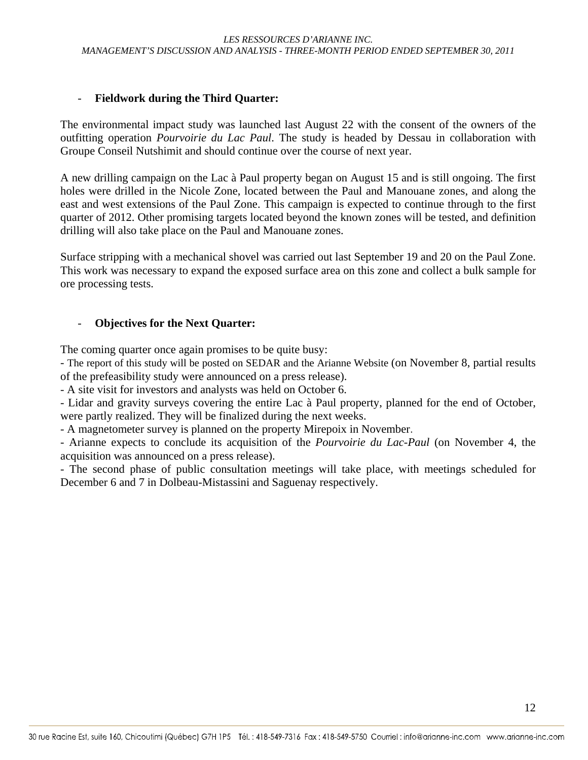- **Fieldwork during the Third Quarter:**

The environmental impact study was launched last August 22 with the consent of the owners of the outfitting operation *Pourvoirie du Lac Paul*. The study is headed by Dessau in collaboration with Groupe Conseil Nutshimit and should continue over the course of next year.

A new drilling campaign on the Lac à Paul property began on August 15 and is still ongoing. The first holes were drilled in the Nicole Zone, located between the Paul and Manouane zones, and along the east and west extensions of the Paul Zone. This campaign is expected to continue through to the first quarter of 2012. Other promising targets located beyond the known zones will be tested, and definition drilling will also take place on the Paul and Manouane zones.

Surface stripping with a mechanical shovel was carried out last September 19 and 20 on the Paul Zone. This work was necessary to expand the exposed surface area on this zone and collect a bulk sample for ore processing tests.

- **Objectives for the Next Quarter:**

The coming quarter once again promises to be quite busy:

- The report of this study will be posted on SEDAR and the Arianne Website (on November 8, partial results of the prefeasibility study were announced on a press release).
- A site visit for investors and analysts was held on October 6.
- Lidar and gravity surveys covering the entire Lac à Paul property, planned for the end of October, were partly realized. They will be finalized during the next weeks.
- A magnetometer survey is planned on the property Mirepoix in November.
- Arianne expects to conclude its acquisition of the *Pourvoirie du Lac-Paul* (on November 4, the acquisition was announced on a press release).
- The second phase of public consultation meetings will take place, with meetings scheduled for December 6 and 7 in Dolbeau-Mistassini and Saguenay respectively.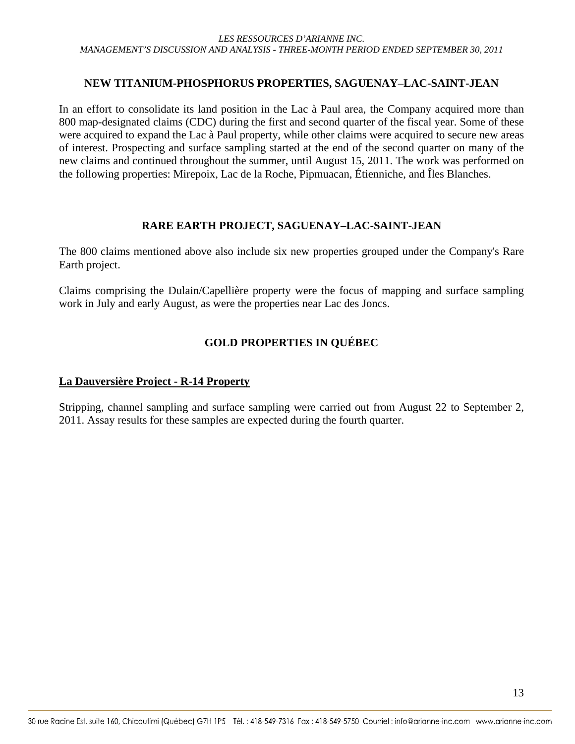## NEW TITANIUM-PHOSPHORUS PROPERTIES, SAGUENAY–LAC-SAINT-JEAN

In an effort to consolidate its land position in the Lac à Paul area, the Company acquired more than 800 map-designated claims (CDC) during the first and second quarter of the fiscal year. Some of these were acquired to expand the Lac à Paul property, while other claims were acquired to secure new areas of interest. Prospecting and surface sampling started at the end of the second quarter on many of the new claims and continued throughout the summer, until August 15, 2011. The work was performed on the following properties: Mirepoix, Lac de la Roche, Pipmuacan, Étienniche, and Îles Blanches.

## RARE EARTH PROJECT, SAGUENAY–LAC-SAINT-JEAN

The 800 claims mentioned above also include six new properties grouped under the Company's Rare Earth project.

Claims comprising the Dulain/Capellière property were the focus of mapping and surface sampling work in July and early August, as were the properties near Lac des Joncs.

## GOLD PROPERTIES IN QUÉBEC

### La Dauversière Project - R-14 Property

Stripping, channel sampling and surface sampling were carried out from August 22 to September 2, 2011. Assay results for these samples are expected during the fourth quarter.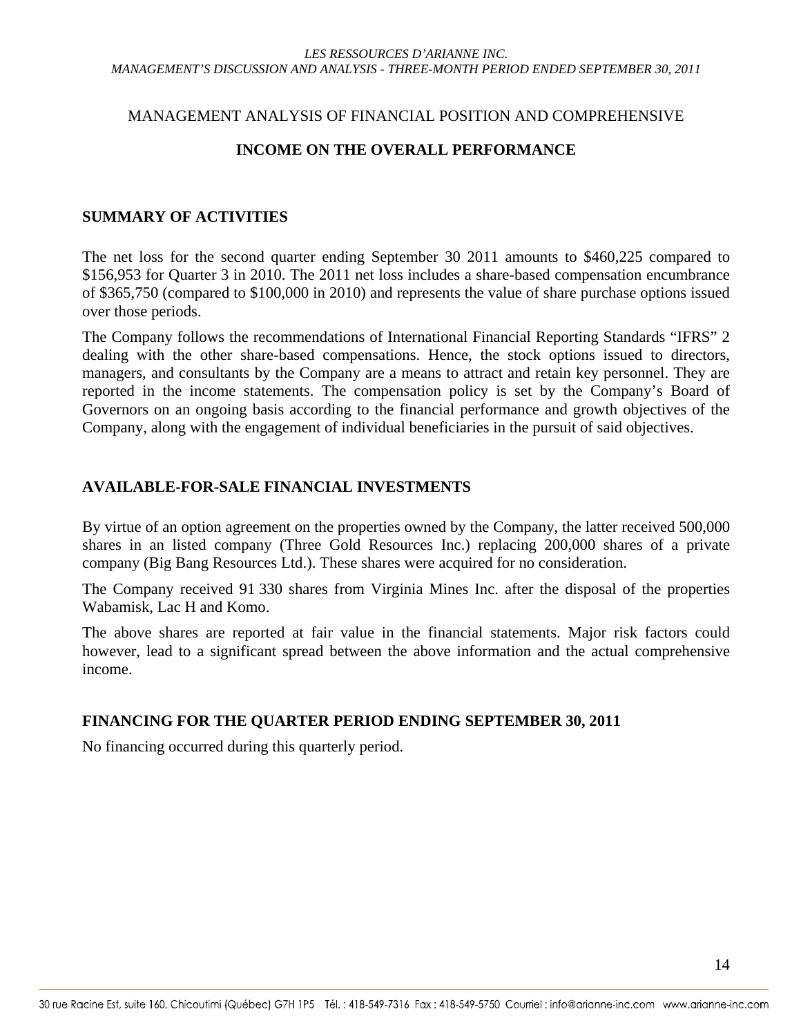MANAGEMENT ANALYSIS OF FINANCIAL POSITION AND COMPREHENSIVE

**INCOME ON THE OVERALL PERFORMANCE**

## SUMMARY OF ACTIVITIES

The net loss for the second quarter ending September 30 2011 amounts to $460,225 compared to $156,953 for Quarter 3 in 2010. The 2011 net loss includes a share-based compensation encumbrance of $365,750 (compared to $100,000 in 2010) and represents the value of share purchase options issued over those periods.

The Company follows the recommendations of International Financial Reporting Standards "IFRS" 2 dealing with the other share-based compensations. Hence, the stock options issued to directors, managers, and consultants by the Company are a means to attract and retain key personnel. They are reported in the income statements. The compensation policy is set by the Company's Board of Governors on an ongoing basis according to the financial performance and growth objectives of the Company, along with the engagement of individual beneficiaries in the pursuit of said objectives.

## AVAILABLE-FOR-SALE FINANCIAL INVESTMENTS

By virtue of an option agreement on the properties owned by the Company, the latter received 500,000 shares in an listed company (Three Gold Resources Inc.) replacing 200,000 shares of a private company (Big Bang Resources Ltd.). These shares were acquired for no consideration.

The Company received 91 330 shares from Virginia Mines Inc. after the disposal of the properties Wabamisk, Lac H and Komo.

The above shares are reported at fair value in the financial statements. Major risk factors could however, lead to a significant spread between the above information and the actual comprehensive income.

## FINANCING FOR THE QUARTER PERIOD ENDING SEPTEMBER 30, 2011

No financing occurred during this quarterly period.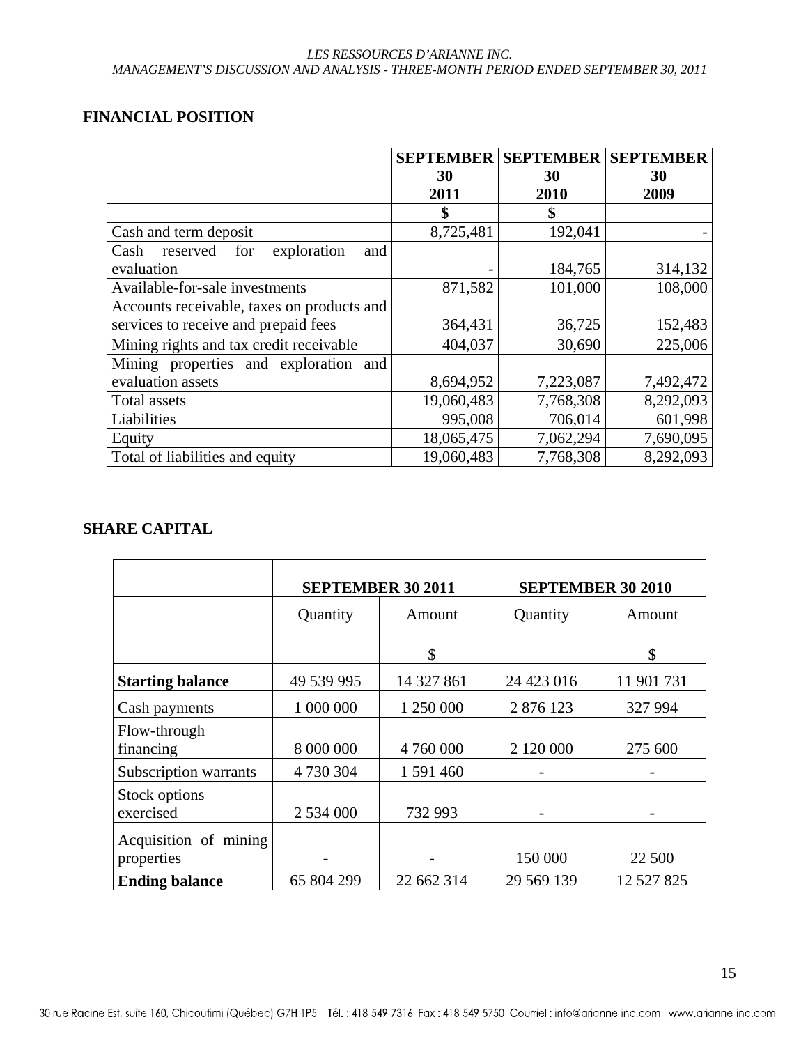## FINANCIAL POSITION

| | SEPTEMBER 30 2011 | SEPTEMBER 30 2010 | SEPTEMBER 30 2009 |
|---|---|---|---|
| | $ | $ | |
| Cash and term deposit | 8,725,481 | 192,041 | - |
| Cash reserved for exploration and evaluation | - | 184,765 | 314,132 |
| Available-for-sale investments | 871,582 | 101,000 | 108,000 |
| Accounts receivable, taxes on products and services to receive and prepaid fees | 364,431 | 36,725 | 152,483 |
| Mining rights and tax credit receivable | 404,037 | 30,690 | 225,006 |
| Mining properties and exploration and evaluation assets | 8,694,952 | 7,223,087 | 7,492,472 |
| Total assets | 19,060,483 | 7,768,308 | 8,292,093 |
| Liabilities | 995,008 | 706,014 | 601,998 |
| Equity | 18,065,475 | 7,062,294 | 7,690,095 |
| Total of liabilities and equity | 19,060,483 | 7,768,308 | 8,292,093 |

## SHARE CAPITAL

| | SEPTEMBER 30 2011 | | SEPTEMBER 30 2010 | |
|---|---|---|---|---|
| | Quantity | Amount | Quantity | Amount |
| | | $ | | $ |
| **Starting balance** | 49 539 995 | 14 327 861 | 24 423 016 | 11 901 731 |
| Cash payments | 1 000 000 | 1 250 000 | 2 876 123 | 327 994 |
| Flow-through financing | 8 000 000 | 4 760 000 | 2 120 000 | 275 600 |
| Subscription warrants | 4 730 304 | 1 591 460 | - | - |
| Stock options exercised | 2 534 000 | 732 993 | - | - |
| Acquisition of mining properties | - | - | 150 000 | 22 500 |
| **Ending balance** | 65 804 299 | 22 662 314 | 29 569 139 | 12 527 825 |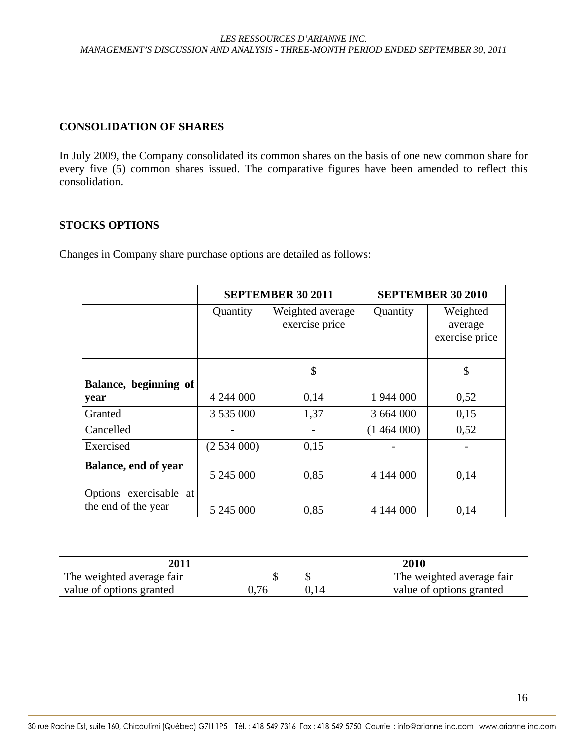## CONSOLIDATION OF SHARES

In July 2009, the Company consolidated its common shares on the basis of one new common share for every five (5) common shares issued. The comparative figures have been amended to reflect this consolidation.

## STOCKS OPTIONS

Changes in Company share purchase options are detailed as follows:

| | SEPTEMBER 30 2011 | | SEPTEMBER 30 2010 | |
|---|---|---|---|---|
| | Quantity | Weighted average exercise price | Quantity | Weighted average exercise price |
| | | $ | | $ |
| **Balance, beginning of year** | 4 244 000 | 0,14 | 1 944 000 | 0,52 |
| Granted | 3 535 000 | 1,37 | 3 664 000 | 0,15 |
| Cancelled | - | - | (1 464 000) | 0,52 |
| Exercised | (2 534 000) | 0,15 | - | - |
| **Balance, end of year** | 5 245 000 | 0,85 | 4 144 000 | 0,14 |
| Options exercisable at the end of the year | 5 245 000 | 0,85 | 4 144 000 | 0,14 |

| 2011 | | 2010 | |
|---|---|---|---|
| The weighted average fair value of options granted | $ 0,76 | $ 0,14 | The weighted average fair value of options granted |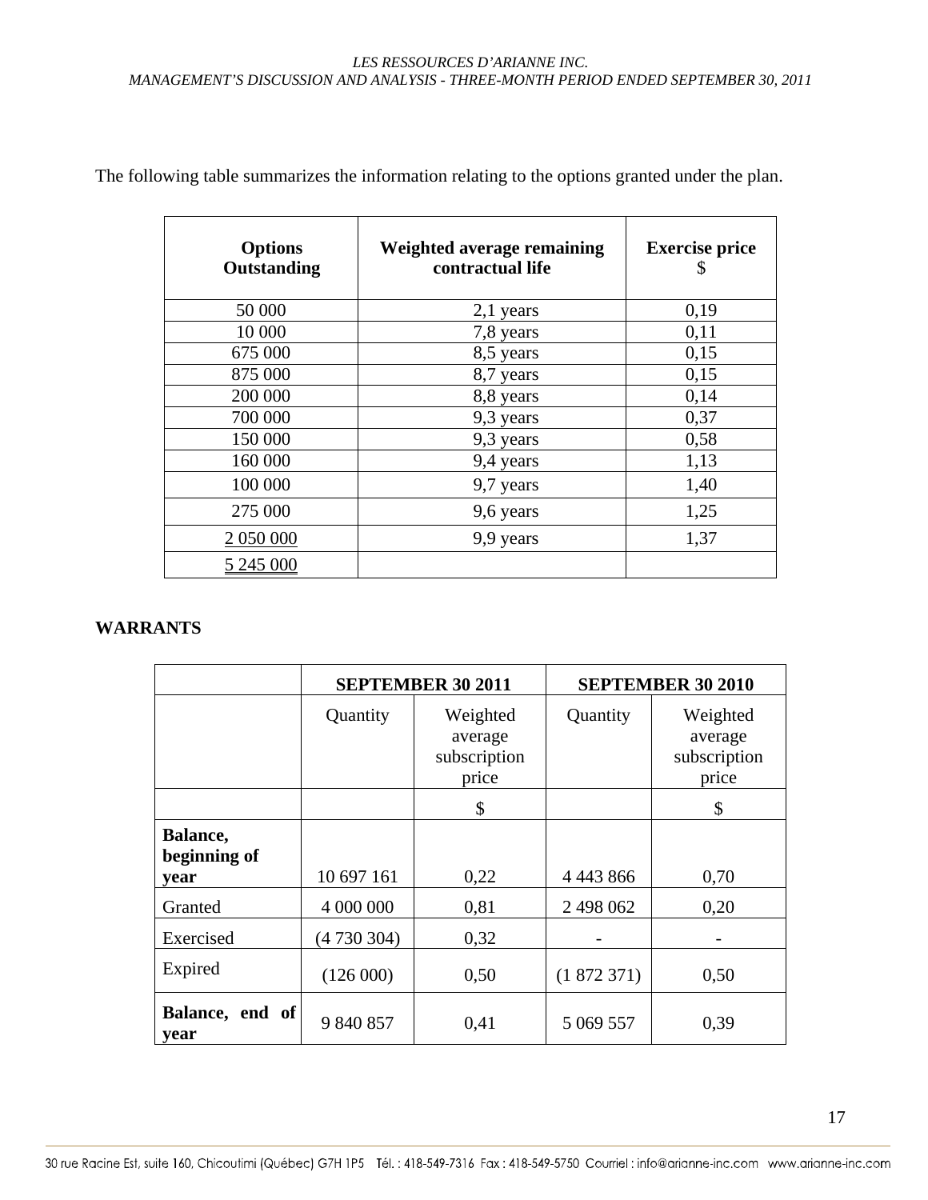The following table summarizes the information relating to the options granted under the plan.

| Options Outstanding | Weighted average remaining contractual life | Exercise price $ |
|---|---|---|
| 50 000 | 2,1 years | 0,19 |
| 10 000 | 7,8 years | 0,11 |
| 675 000 | 8,5 years | 0,15 |
| 875 000 | 8,7 years | 0,15 |
| 200 000 | 8,8 years | 0,14 |
| 700 000 | 9,3 years | 0,37 |
| 150 000 | 9,3 years | 0,58 |
| 160 000 | 9,4 years | 1,13 |
| 100 000 | 9,7 years | 1,40 |
| 275 000 | 9,6 years | 1,25 |
| 2 050 000 | 9,9 years | 1,37 |
| 5 245 000 | | |

**WARRANTS**

| | SEPTEMBER 30 2011 | | SEPTEMBER 30 2010 | |
|---|---|---|---|---|
| | Quantity | Weighted average subscription price | Quantity | Weighted average subscription price |
| | | $ | | $ |
| **Balance, beginning of year** | 10 697 161 | 0,22 | 4 443 866 | 0,70 |
| Granted | 4 000 000 | 0,81 | 2 498 062 | 0,20 |
| Exercised | (4 730 304) | 0,32 | - | - |
| Expired | (126 000) | 0,50 | (1 872 371) | 0,50 |
| **Balance, end of year** | 9 840 857 | 0,41 | 5 069 557 | 0,39 |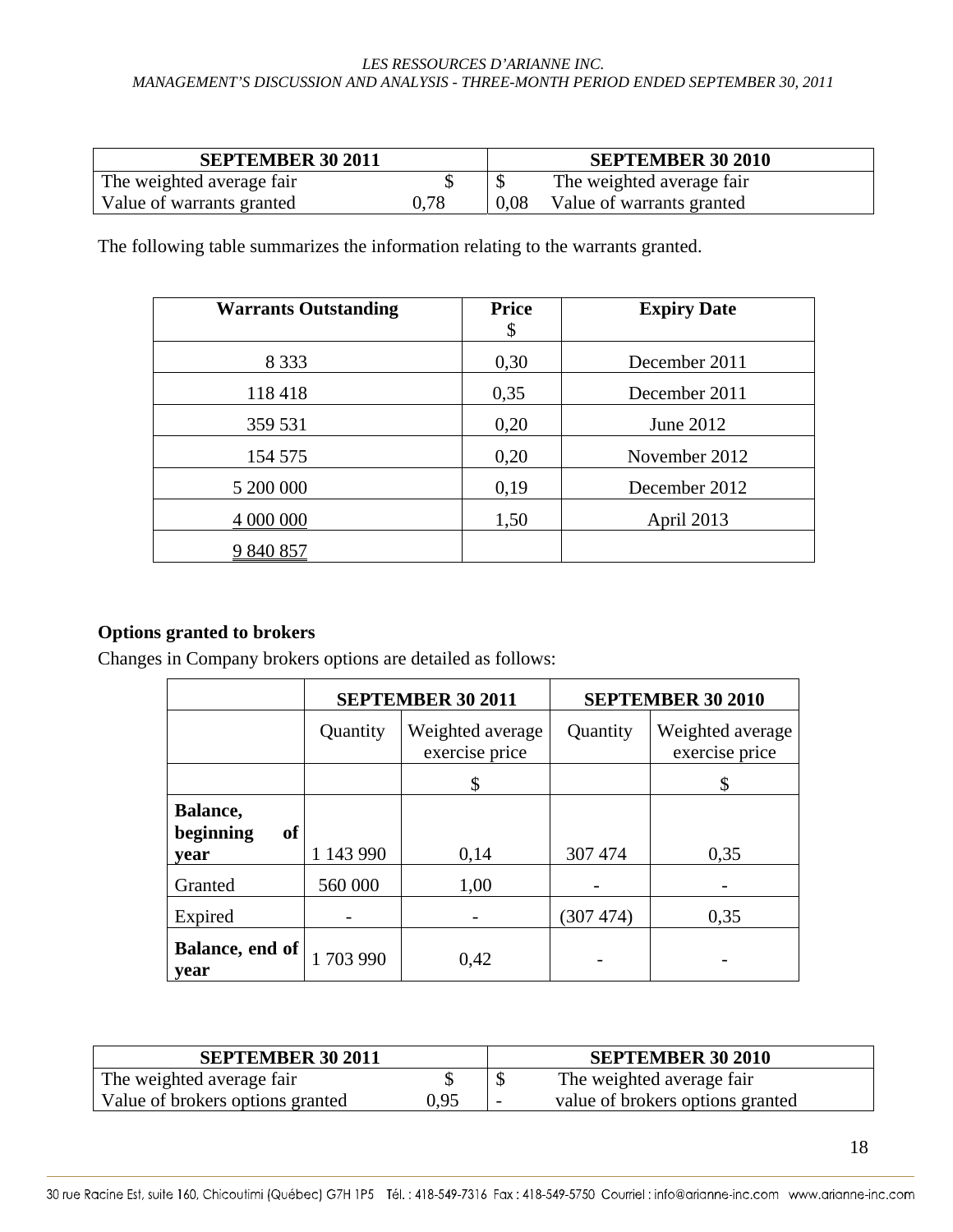| SEPTEMBER 30 2011 | | SEPTEMBER 30 2010 | |
|---|---|---|---|
| The weighted average fair Value of warrants granted | $ 0,78 | $ 0,08 | The weighted average fair Value of warrants granted |

The following table summarizes the information relating to the warrants granted.

| Warrants Outstanding | Price $ | Expiry Date |
|---|---|---|
| 8 333 | 0,30 | December 2011 |
| 118 418 | 0,35 | December 2011 |
| 359 531 | 0,20 | June 2012 |
| 154 575 | 0,20 | November 2012 |
| 5 200 000 | 0,19 | December 2012 |
| 4 000 000 | 1,50 | April 2013 |
| 9 840 857 | | |

**Options granted to brokers**

Changes in Company brokers options are detailed as follows:

| | SEPTEMBER 30 2011 | | SEPTEMBER 30 2010 | |
|---|---|---|---|---|
| | Quantity | Weighted average exercise price | Quantity | Weighted average exercise price |
| | | $ | | $ |
| **Balance, beginning of year** | 1 143 990 | 0,14 | 307 474 | 0,35 |
| Granted | 560 000 | 1,00 | - | - |
| Expired | - | - | (307 474) | 0,35 |
| **Balance, end of year** | 1 703 990 | 0,42 | - | - |

| SEPTEMBER 30 2011 | | SEPTEMBER 30 2010 | |
|---|---|---|---|
| The weighted average fair Value of brokers options granted | $ 0,95 | $ - | The weighted average fair value of brokers options granted |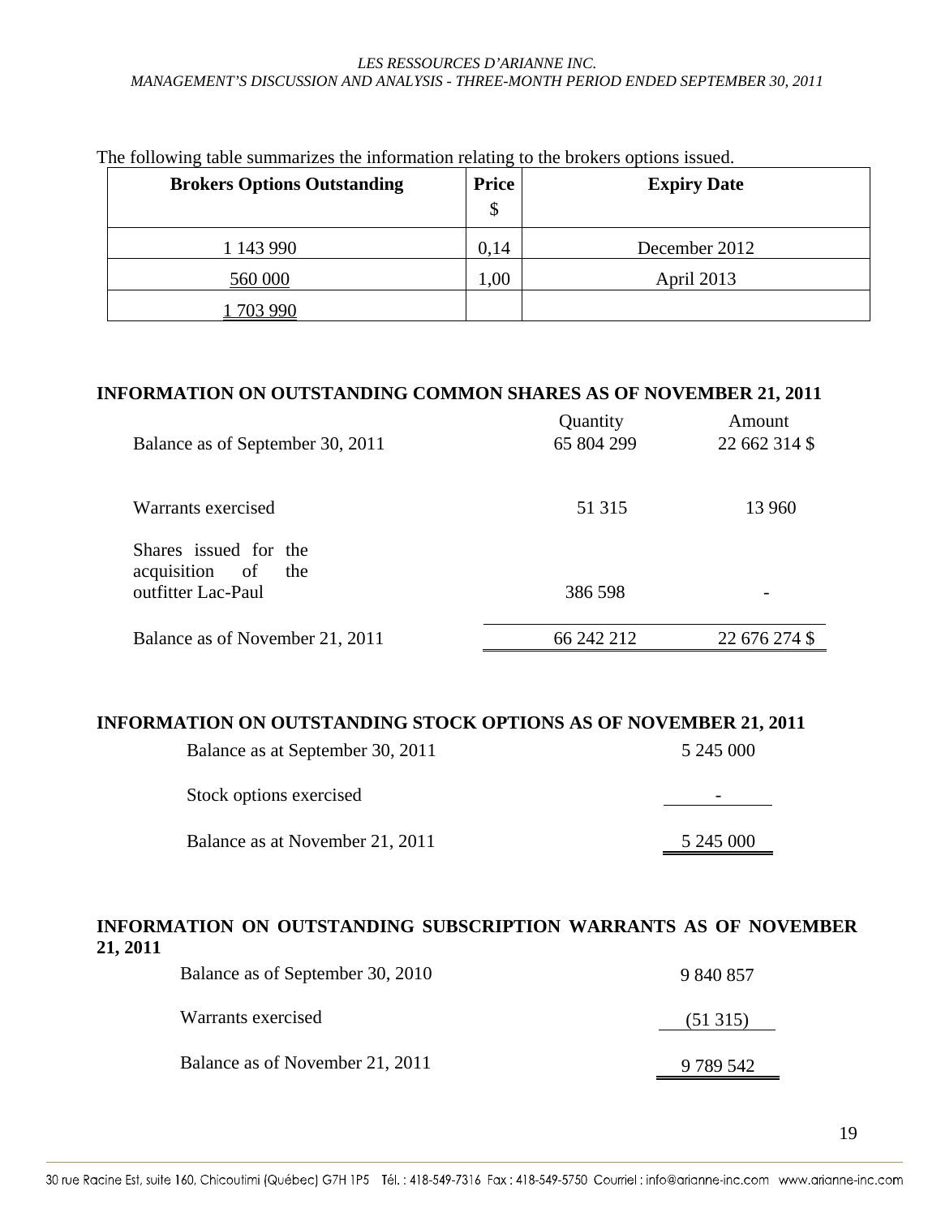The following table summarizes the information relating to the brokers options issued.

| Brokers Options Outstanding | Price $ | Expiry Date |
|---|---|---|
| 1 143 990 | 0,14 | December 2012 |
| 560 000 | 1,00 | April 2013 |
| 1 703 990 | | |

## INFORMATION ON OUTSTANDING COMMON SHARES AS OF NOVEMBER 21, 2011

| | Quantity | Amount |
|---|---|---|
| Balance as of September 30, 2011 | 65 804 299 | 22 662 314 $ |
| Warrants exercised | 51 315 | 13 960 |
| Shares issued for the acquisition of the outfitter Lac-Paul | 386 598 | - |
| Balance as of November 21, 2011 | 66 242 212 | 22 676 274 $ |

## INFORMATION ON OUTSTANDING STOCK OPTIONS AS OF NOVEMBER 21, 2011

| | |
|---|---|
| Balance as at September 30, 2011 | 5 245 000 |
| Stock options exercised | - |
| Balance as at November 21, 2011 | 5 245 000 |

## INFORMATION ON OUTSTANDING SUBSCRIPTION WARRANTS AS OF NOVEMBER 21, 2011

| | |
|---|---|
| Balance as of September 30, 2010 | 9 840 857 |
| Warrants exercised | (51 315) |
| Balance as of November 21, 2011 | 9 789 542 |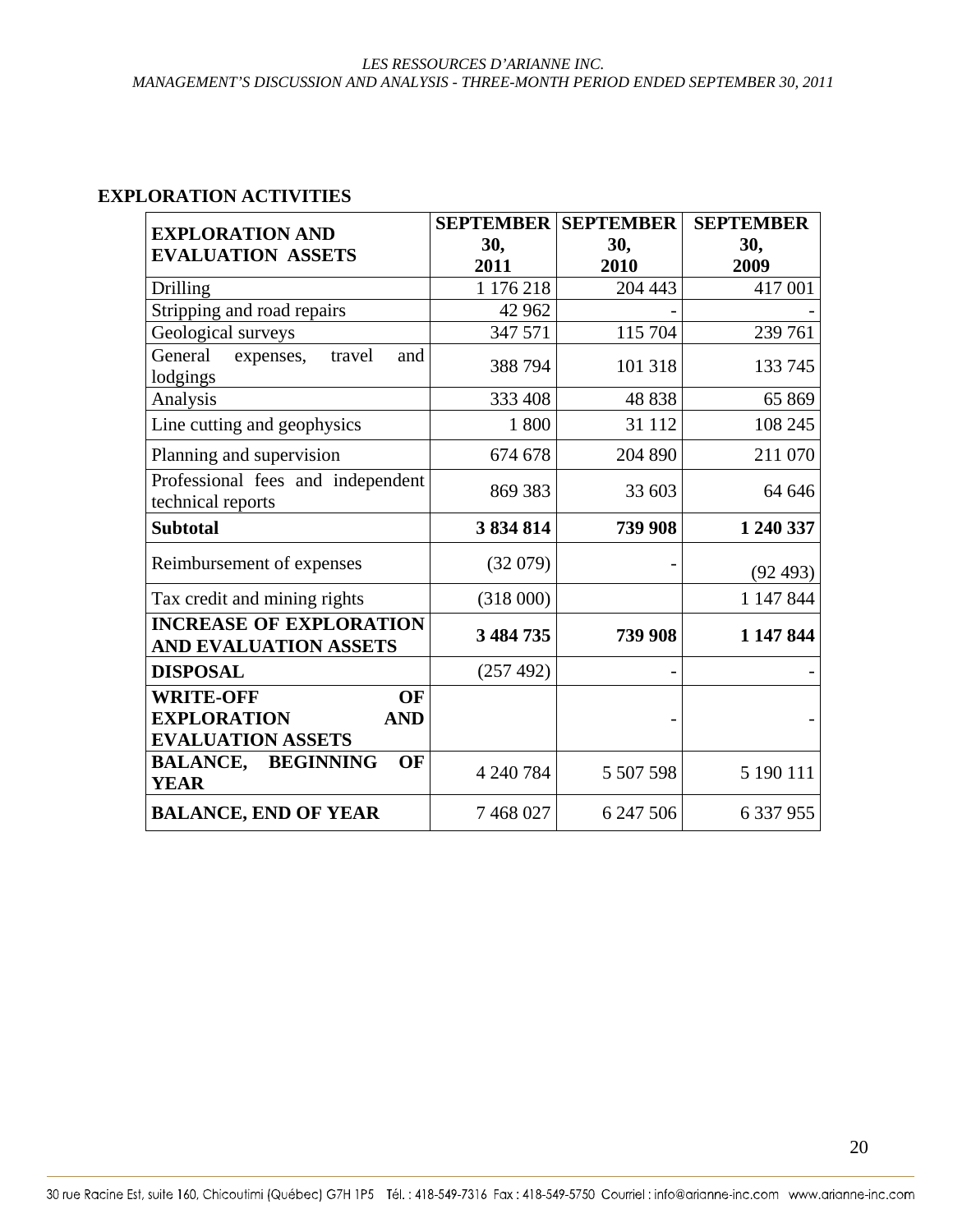## EXPLORATION ACTIVITIES

| EXPLORATION AND EVALUATION ASSETS | SEPTEMBER 30, 2011 | SEPTEMBER 30, 2010 | SEPTEMBER 30, 2009 |
|---|---|---|---|
| Drilling | 1 176 218 | 204 443 | 417 001 |
| Stripping and road repairs | 42 962 | - | - |
| Geological surveys | 347 571 | 115 704 | 239 761 |
| General expenses, travel and lodgings | 388 794 | 101 318 | 133 745 |
| Analysis | 333 408 | 48 838 | 65 869 |
| Line cutting and geophysics | 1 800 | 31 112 | 108 245 |
| Planning and supervision | 674 678 | 204 890 | 211 070 |
| Professional fees and independent technical reports | 869 383 | 33 603 | 64 646 |
| **Subtotal** | **3 834 814** | **739 908** | **1 240 337** |
| Reimbursement of expenses | (32 079) | - | (92 493) |
| Tax credit and mining rights | (318 000) | | 1 147 844 |
| **INCREASE OF EXPLORATION AND EVALUATION ASSETS** | **3 484 735** | **739 908** | **1 147 844** |
| **DISPOSAL** | (257 492) | - | - |
| **WRITE-OFF OF EXPLORATION AND EVALUATION ASSETS** | | - | - |
| **BALANCE, BEGINNING OF YEAR** | 4 240 784 | 5 507 598 | 5 190 111 |
| **BALANCE, END OF YEAR** | 7 468 027 | 6 247 506 | 6 337 955 |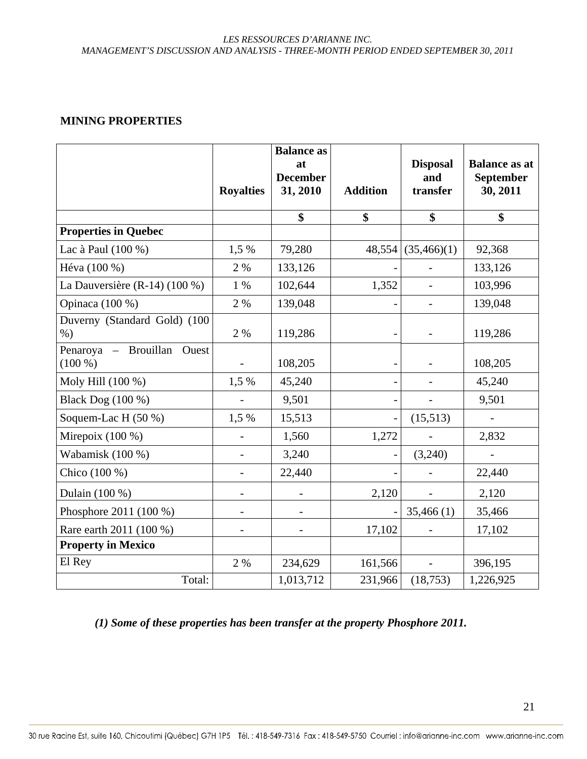## MINING PROPERTIES

| | Royalties | Balance as at December 31, 2010 | Addition | Disposal and transfer | Balance as at September 30, 2011 |
|---|---|---|---|---|---|
| | | $ | $ | $ | $ |
| **Properties in Quebec** | | | | | |
| Lac à Paul (100 %) | 1,5 % | 79,280 | 48,554 | (35,466)(1) | 92,368 |
| Héva (100 %) | 2 % | 133,126 | - | - | 133,126 |
| La Dauversière (R-14) (100 %) | 1 % | 102,644 | 1,352 | - | 103,996 |
| Opinaca (100 %) | 2 % | 139,048 | - | - | 139,048 |
| Duverny (Standard Gold) (100 %) | 2 % | 119,286 | - | - | 119,286 |
| Penaroya – Brouillan Ouest (100 %) | - | 108,205 | - | - | 108,205 |
| Moly Hill (100 %) | 1,5 % | 45,240 | - | - | 45,240 |
| Black Dog (100 %) | - | 9,501 | - | - | 9,501 |
| Soquem-Lac H (50 %) | 1,5 % | 15,513 | - | (15,513) | - |
| Mirepoix (100 %) | - | 1,560 | 1,272 | - | 2,832 |
| Wabamisk (100 %) | - | 3,240 | - | (3,240) | - |
| Chico (100 %) | - | 22,440 | - | - | 22,440 |
| Dulain (100 %) | - | - | 2,120 | - | 2,120 |
| Phosphore 2011 (100 %) | - | - | - | 35,466 (1) | 35,466 |
| Rare earth 2011 (100 %) | - | - | 17,102 | - | 17,102 |
| **Property in Mexico** | | | | | |
| El Rey | 2 % | 234,629 | 161,566 | - | 396,195 |
| Total: | | 1,013,712 | 231,966 | (18,753) | 1,226,925 |

***(1) Some of these properties has been transfer at the property Phosphore 2011.***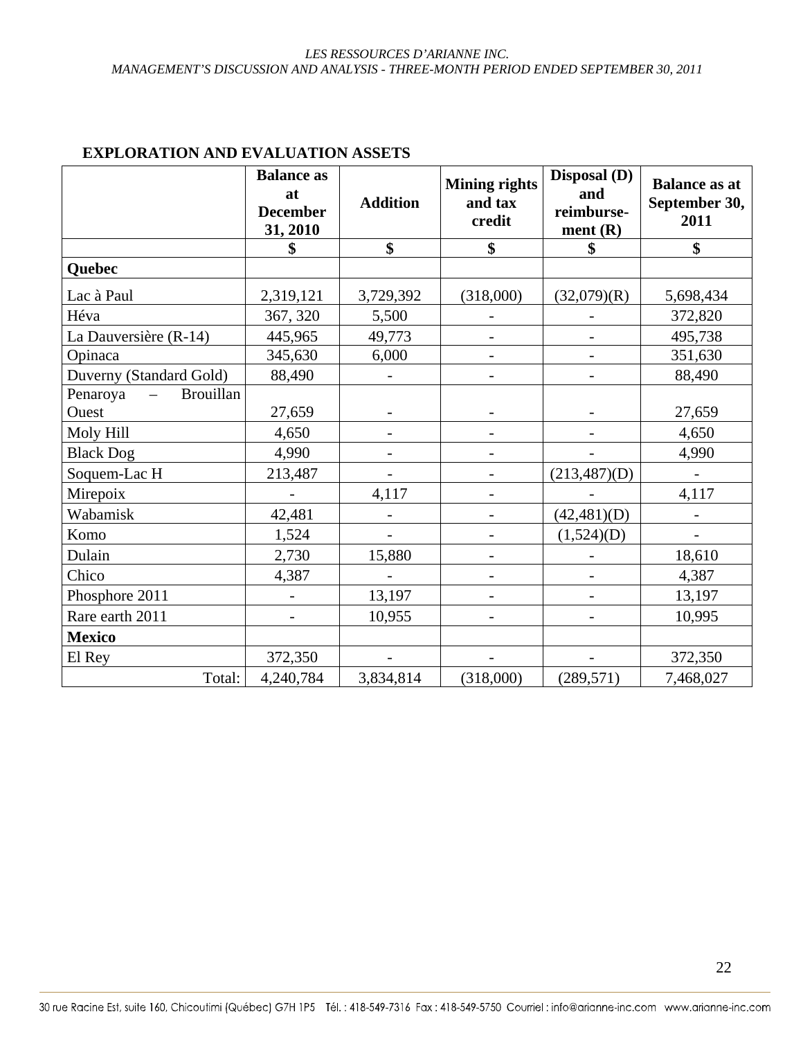## EXPLORATION AND EVALUATION ASSETS

| | Balance as at December 31, 2010 | Addition | Mining rights and tax credit | Disposal (D) and reimburse-ment (R) | Balance as at September 30, 2011 |
|---|---|---|---|---|---|
| | $ | $ | $ | $ | $ |
| **Quebec** | | | | | |
| Lac à Paul | 2,319,121 | 3,729,392 | (318,000) | (32,079)(R) | 5,698,434 |
| Héva | 367, 320 | 5,500 | - | - | 372,820 |
| La Dauversière (R-14) | 445,965 | 49,773 | - | - | 495,738 |
| Opinaca | 345,630 | 6,000 | - | - | 351,630 |
| Duverny (Standard Gold) | 88,490 | - | - | - | 88,490 |
| Penaroya – Brouillan Ouest | 27,659 | - | - | - | 27,659 |
| Moly Hill | 4,650 | - | - | - | 4,650 |
| Black Dog | 4,990 | - | - | - | 4,990 |
| Soquem-Lac H | 213,487 | - | - | (213,487)(D) | - |
| Mirepoix | - | 4,117 | - | - | 4,117 |
| Wabamisk | 42,481 | - | - | (42,481)(D) | - |
| Komo | 1,524 | - | - | (1,524)(D) | - |
| Dulain | 2,730 | 15,880 | - | - | 18,610 |
| Chico | 4,387 | - | - | - | 4,387 |
| Phosphore 2011 | - | 13,197 | - | - | 13,197 |
| Rare earth 2011 | - | 10,955 | - | - | 10,995 |
| **Mexico** | | | | | |
| El Rey | 372,350 | - | - | - | 372,350 |
| Total: | 4,240,784 | 3,834,814 | (318,000) | (289,571) | 7,468,027 |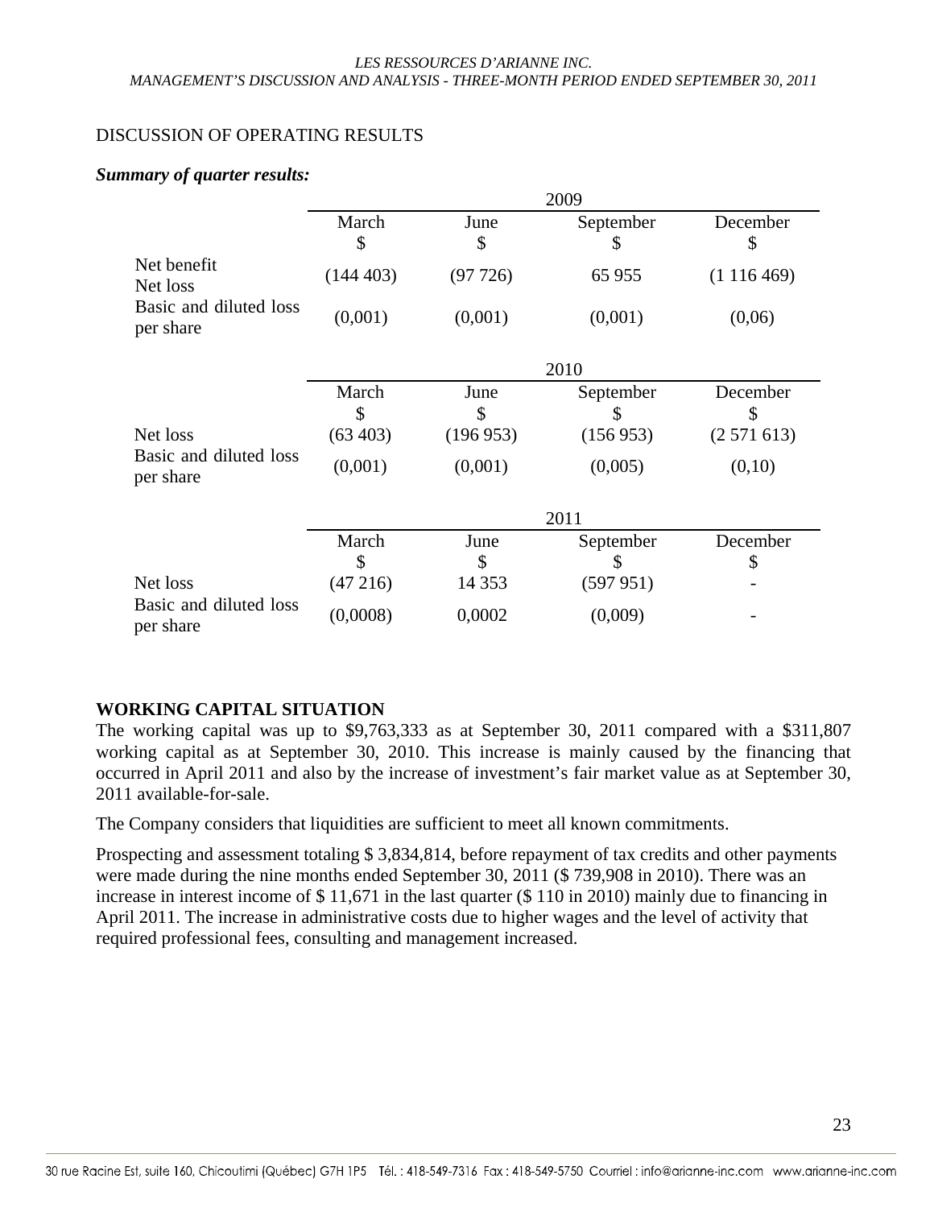## DISCUSSION OF OPERATING RESULTS

***Summary of quarter results:***

| | 2009 | | | |
|---|---|---|---|---|
| | March<br>$ | June<br>$ | September<br>$ | December<br>$ |
| Net benefit<br>Net loss | (144 403) | (97 726) | 65 955 | (1 116 469) |
| Basic and diluted loss per share | (0,001) | (0,001) | (0,001) | (0,06) |

| | 2010 | | | |
|---|---|---|---|---|
| | March<br>$ | June<br>$ | September<br>$ | December<br>$ |
| Net loss | (63 403) | (196 953) | (156 953) | (2 571 613) |
| Basic and diluted loss per share | (0,001) | (0,001) | (0,005) | (0,10) |

| | 2011 | | | |
|---|---|---|---|---|
| | March<br>$ | June<br>$ | September<br>$ | December<br>$ |
| Net loss | (47 216) | 14 353 | (597 951) | - |
| Basic and diluted loss per share | (0,0008) | 0,0002 | (0,009) | - |

## WORKING CAPITAL SITUATION

The working capital was up to $9,763,333 as at September 30, 2011 compared with a $311,807 working capital as at September 30, 2010. This increase is mainly caused by the financing that occurred in April 2011 and also by the increase of investment's fair market value as at September 30, 2011 available-for-sale.

The Company considers that liquidities are sufficient to meet all known commitments.

Prospecting and assessment totaling $ 3,834,814, before repayment of tax credits and other payments were made during the nine months ended September 30, 2011 ($ 739,908 in 2010). There was an increase in interest income of $ 11,671 in the last quarter ($ 110 in 2010) mainly due to financing in April 2011. The increase in administrative costs due to higher wages and the level of activity that required professional fees, consulting and management increased.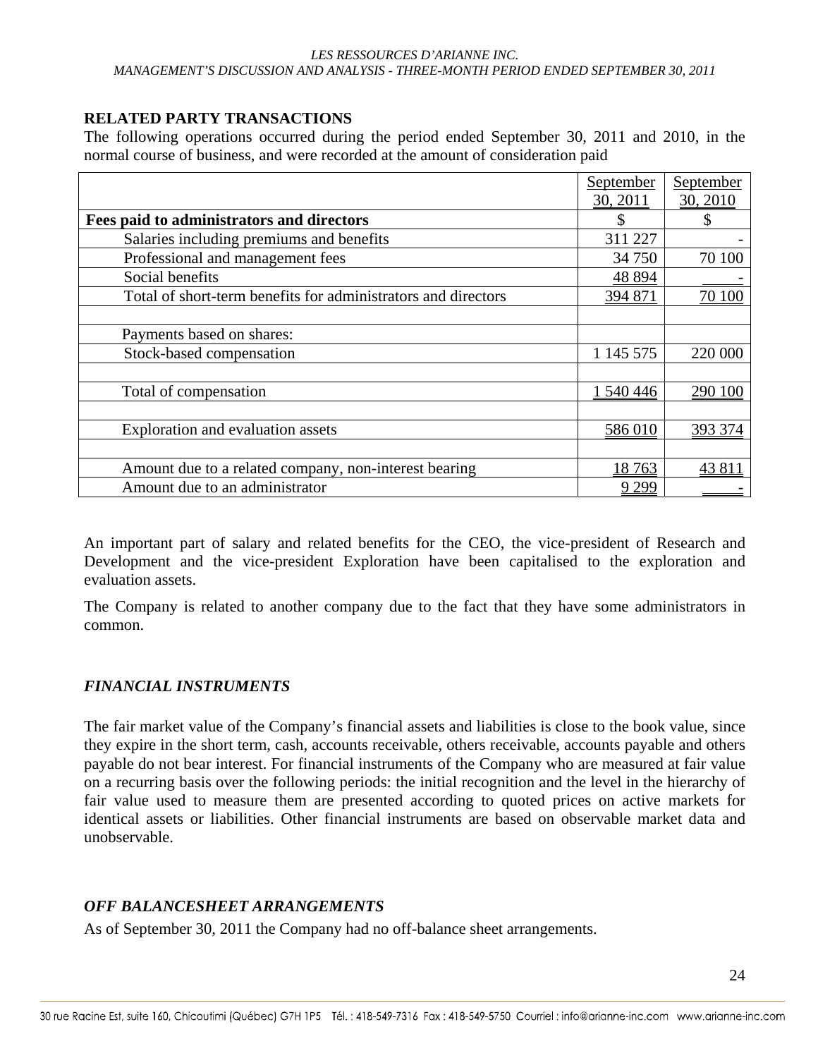## RELATED PARTY TRANSACTIONS

The following operations occurred during the period ended September 30, 2011 and 2010, in the normal course of business, and were recorded at the amount of consideration paid

| | September 30, 2011 | September 30, 2010 |
|---|---|---|
| **Fees paid to administrators and directors** | $ | $ |
| Salaries including premiums and benefits | 311 227 | - |
| Professional and management fees | 34 750 | 70 100 |
| Social benefits | 48 894 | - |
| Total of short-term benefits for administrators and directors | 394 871 | 70 100 |
| | | |
| Payments based on shares: | | |
| Stock-based compensation | 1 145 575 | 220 000 |
| | | |
| Total of compensation | 1 540 446 | 290 100 |
| | | |
| Exploration and evaluation assets | 586 010 | 393 374 |
| | | |
| Amount due to a related company, non-interest bearing | 18 763 | 43 811 |
| Amount due to an administrator | 9 299 | - |

An important part of salary and related benefits for the CEO, the vice-president of Research and Development and the vice-president Exploration have been capitalised to the exploration and evaluation assets.

The Company is related to another company due to the fact that they have some administrators in common.

## *FINANCIAL INSTRUMENTS*

The fair market value of the Company's financial assets and liabilities is close to the book value, since they expire in the short term, cash, accounts receivable, others receivable, accounts payable and others payable do not bear interest. For financial instruments of the Company who are measured at fair value on a recurring basis over the following periods: the initial recognition and the level in the hierarchy of fair value used to measure them are presented according to quoted prices on active markets for identical assets or liabilities. Other financial instruments are based on observable market data and unobservable.

## *OFF BALANCESHEET ARRANGEMENTS*

As of September 30, 2011 the Company had no off-balance sheet arrangements.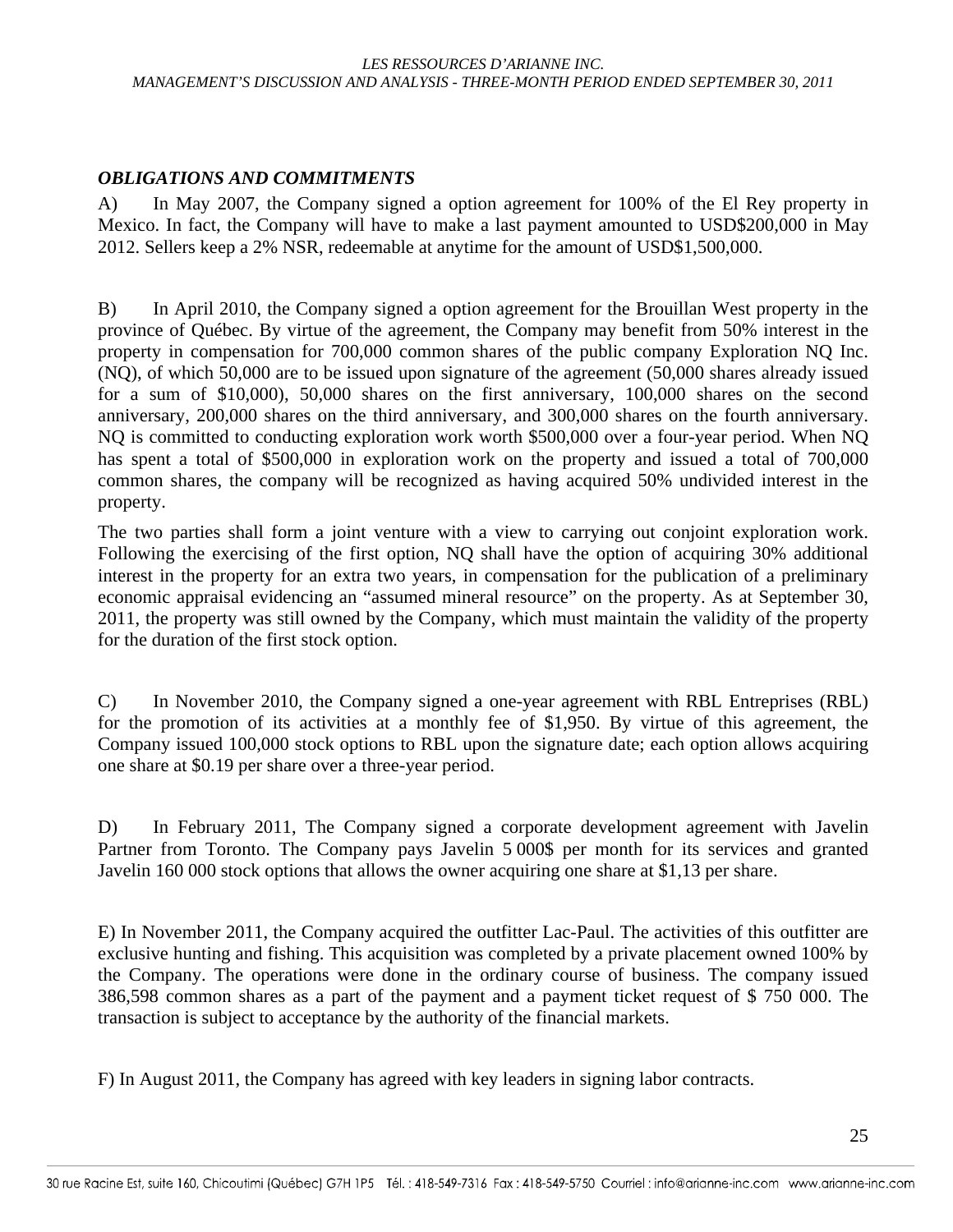### *OBLIGATIONS AND COMMITMENTS*

A) In May 2007, the Company signed a option agreement for 100% of the El Rey property in Mexico. In fact, the Company will have to make a last payment amounted to USD$200,000 in May 2012. Sellers keep a 2% NSR, redeemable at anytime for the amount of USD$1,500,000.

B) In April 2010, the Company signed a option agreement for the Brouillan West property in the province of Québec. By virtue of the agreement, the Company may benefit from 50% interest in the property in compensation for 700,000 common shares of the public company Exploration NQ Inc. (NQ), of which 50,000 are to be issued upon signature of the agreement (50,000 shares already issued for a sum of $10,000), 50,000 shares on the first anniversary, 100,000 shares on the second anniversary, 200,000 shares on the third anniversary, and 300,000 shares on the fourth anniversary. NQ is committed to conducting exploration work worth $500,000 over a four-year period. When NQ has spent a total of $500,000 in exploration work on the property and issued a total of 700,000 common shares, the company will be recognized as having acquired 50% undivided interest in the property.

The two parties shall form a joint venture with a view to carrying out conjoint exploration work. Following the exercising of the first option, NQ shall have the option of acquiring 30% additional interest in the property for an extra two years, in compensation for the publication of a preliminary economic appraisal evidencing an "assumed mineral resource" on the property. As at September 30, 2011, the property was still owned by the Company, which must maintain the validity of the property for the duration of the first stock option.

C) In November 2010, the Company signed a one-year agreement with RBL Entreprises (RBL) for the promotion of its activities at a monthly fee of $1,950. By virtue of this agreement, the Company issued 100,000 stock options to RBL upon the signature date; each option allows acquiring one share at $0.19 per share over a three-year period.

D) In February 2011, The Company signed a corporate development agreement with Javelin Partner from Toronto. The Company pays Javelin 5 000$ per month for its services and granted Javelin 160 000 stock options that allows the owner acquiring one share at $1,13 per share.

E) In November 2011, the Company acquired the outfitter Lac-Paul. The activities of this outfitter are exclusive hunting and fishing. This acquisition was completed by a private placement owned 100% by the Company. The operations were done in the ordinary course of business. The company issued 386,598 common shares as a part of the payment and a payment ticket request of $ 750 000. The transaction is subject to acceptance by the authority of the financial markets.

F) In August 2011, the Company has agreed with key leaders in signing labor contracts.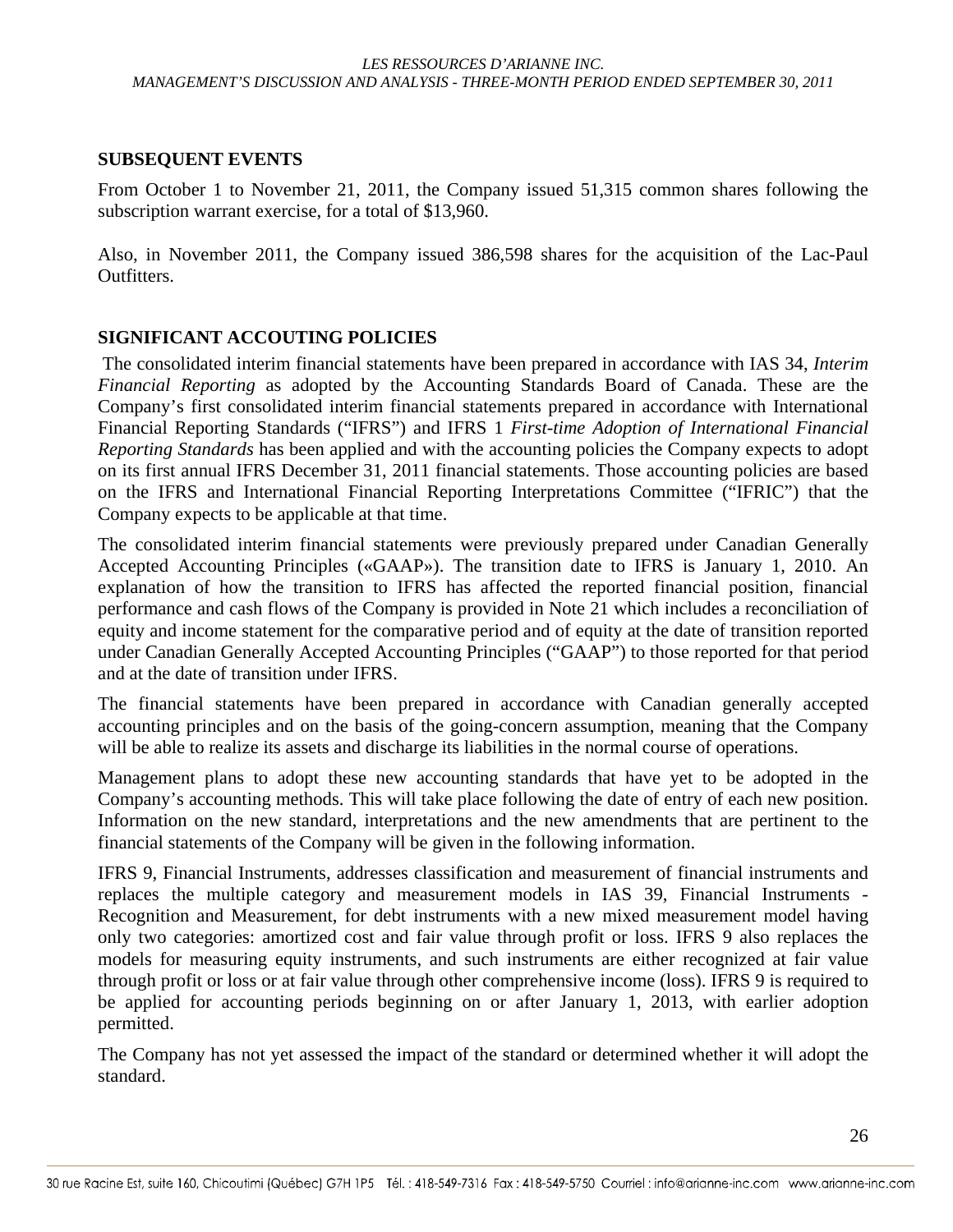## SUBSEQUENT EVENTS

From October 1 to November 21, 2011, the Company issued 51,315 common shares following the subscription warrant exercise, for a total of $13,960.

Also, in November 2011, the Company issued 386,598 shares for the acquisition of the Lac-Paul Outfitters.

## SIGNIFICANT ACCOUTING POLICIES

The consolidated interim financial statements have been prepared in accordance with IAS 34, *Interim Financial Reporting* as adopted by the Accounting Standards Board of Canada. These are the Company's first consolidated interim financial statements prepared in accordance with International Financial Reporting Standards ("IFRS") and IFRS 1 *First-time Adoption of International Financial Reporting Standards* has been applied and with the accounting policies the Company expects to adopt on its first annual IFRS December 31, 2011 financial statements. Those accounting policies are based on the IFRS and International Financial Reporting Interpretations Committee ("IFRIC") that the Company expects to be applicable at that time.

The consolidated interim financial statements were previously prepared under Canadian Generally Accepted Accounting Principles («GAAP»). The transition date to IFRS is January 1, 2010. An explanation of how the transition to IFRS has affected the reported financial position, financial performance and cash flows of the Company is provided in Note 21 which includes a reconciliation of equity and income statement for the comparative period and of equity at the date of transition reported under Canadian Generally Accepted Accounting Principles ("GAAP") to those reported for that period and at the date of transition under IFRS.

The financial statements have been prepared in accordance with Canadian generally accepted accounting principles and on the basis of the going-concern assumption, meaning that the Company will be able to realize its assets and discharge its liabilities in the normal course of operations.

Management plans to adopt these new accounting standards that have yet to be adopted in the Company's accounting methods. This will take place following the date of entry of each new position. Information on the new standard, interpretations and the new amendments that are pertinent to the financial statements of the Company will be given in the following information.

IFRS 9, Financial Instruments, addresses classification and measurement of financial instruments and replaces the multiple category and measurement models in IAS 39, Financial Instruments - Recognition and Measurement, for debt instruments with a new mixed measurement model having only two categories: amortized cost and fair value through profit or loss. IFRS 9 also replaces the models for measuring equity instruments, and such instruments are either recognized at fair value through profit or loss or at fair value through other comprehensive income (loss). IFRS 9 is required to be applied for accounting periods beginning on or after January 1, 2013, with earlier adoption permitted.

The Company has not yet assessed the impact of the standard or determined whether it will adopt the standard.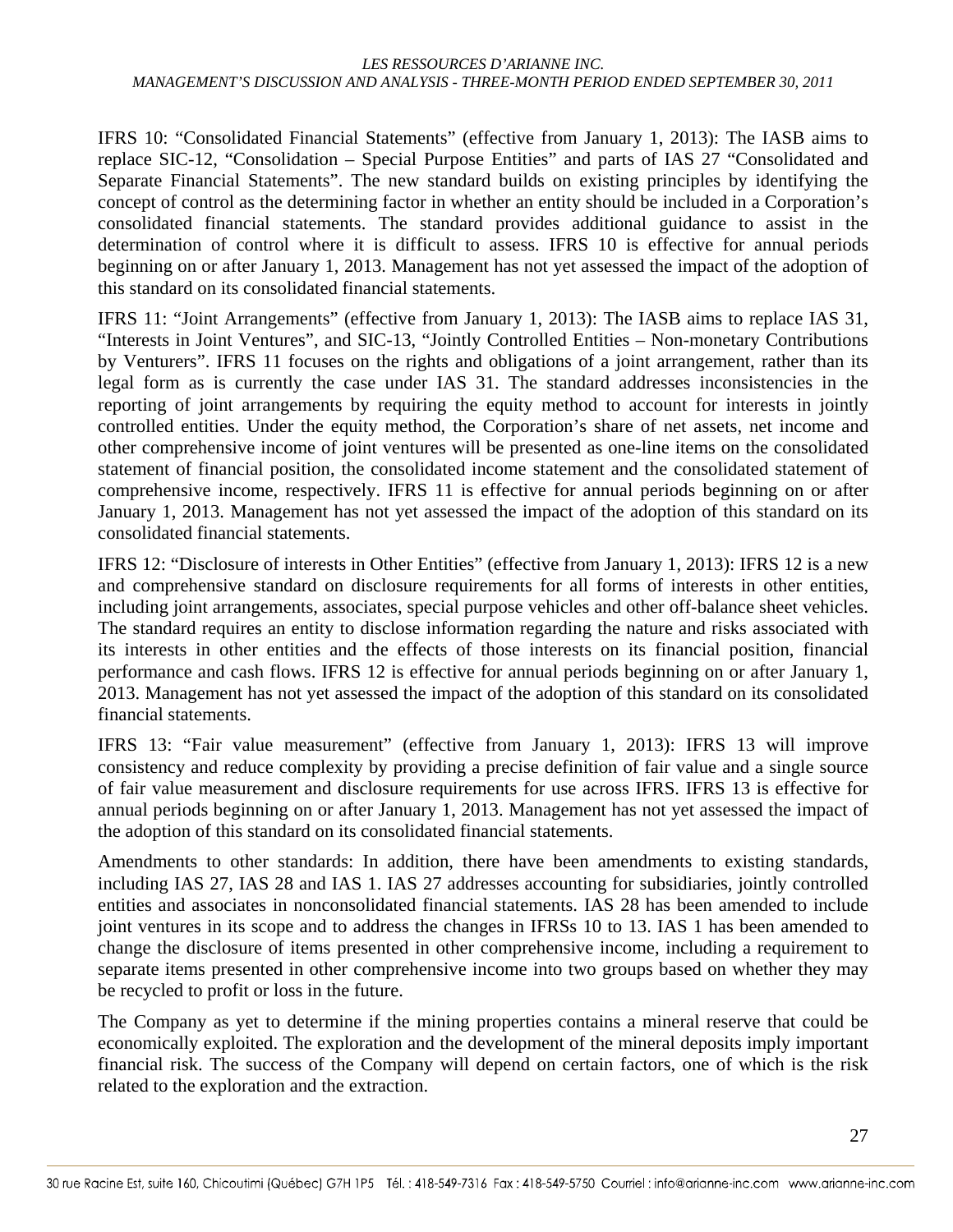IFRS 10: “Consolidated Financial Statements” (effective from January 1, 2013): The IASB aims to replace SIC-12, “Consolidation – Special Purpose Entities” and parts of IAS 27 “Consolidated and Separate Financial Statements”. The new standard builds on existing principles by identifying the concept of control as the determining factor in whether an entity should be included in a Corporation’s consolidated financial statements. The standard provides additional guidance to assist in the determination of control where it is difficult to assess. IFRS 10 is effective for annual periods beginning on or after January 1, 2013. Management has not yet assessed the impact of the adoption of this standard on its consolidated financial statements.

IFRS 11: “Joint Arrangements” (effective from January 1, 2013): The IASB aims to replace IAS 31, “Interests in Joint Ventures”, and SIC-13, “Jointly Controlled Entities – Non-monetary Contributions by Venturers”. IFRS 11 focuses on the rights and obligations of a joint arrangement, rather than its legal form as is currently the case under IAS 31. The standard addresses inconsistencies in the reporting of joint arrangements by requiring the equity method to account for interests in jointly controlled entities. Under the equity method, the Corporation’s share of net assets, net income and other comprehensive income of joint ventures will be presented as one-line items on the consolidated statement of financial position, the consolidated income statement and the consolidated statement of comprehensive income, respectively. IFRS 11 is effective for annual periods beginning on or after January 1, 2013. Management has not yet assessed the impact of the adoption of this standard on its consolidated financial statements.

IFRS 12: “Disclosure of interests in Other Entities” (effective from January 1, 2013): IFRS 12 is a new and comprehensive standard on disclosure requirements for all forms of interests in other entities, including joint arrangements, associates, special purpose vehicles and other off-balance sheet vehicles. The standard requires an entity to disclose information regarding the nature and risks associated with its interests in other entities and the effects of those interests on its financial position, financial performance and cash flows. IFRS 12 is effective for annual periods beginning on or after January 1, 2013. Management has not yet assessed the impact of the adoption of this standard on its consolidated financial statements.

IFRS 13: “Fair value measurement” (effective from January 1, 2013): IFRS 13 will improve consistency and reduce complexity by providing a precise definition of fair value and a single source of fair value measurement and disclosure requirements for use across IFRS. IFRS 13 is effective for annual periods beginning on or after January 1, 2013. Management has not yet assessed the impact of the adoption of this standard on its consolidated financial statements.

Amendments to other standards: In addition, there have been amendments to existing standards, including IAS 27, IAS 28 and IAS 1. IAS 27 addresses accounting for subsidiaries, jointly controlled entities and associates in nonconsolidated financial statements. IAS 28 has been amended to include joint ventures in its scope and to address the changes in IFRSs 10 to 13. IAS 1 has been amended to change the disclosure of items presented in other comprehensive income, including a requirement to separate items presented in other comprehensive income into two groups based on whether they may be recycled to profit or loss in the future.

The Company as yet to determine if the mining properties contains a mineral reserve that could be economically exploited. The exploration and the development of the mineral deposits imply important financial risk. The success of the Company will depend on certain factors, one of which is the risk related to the exploration and the extraction.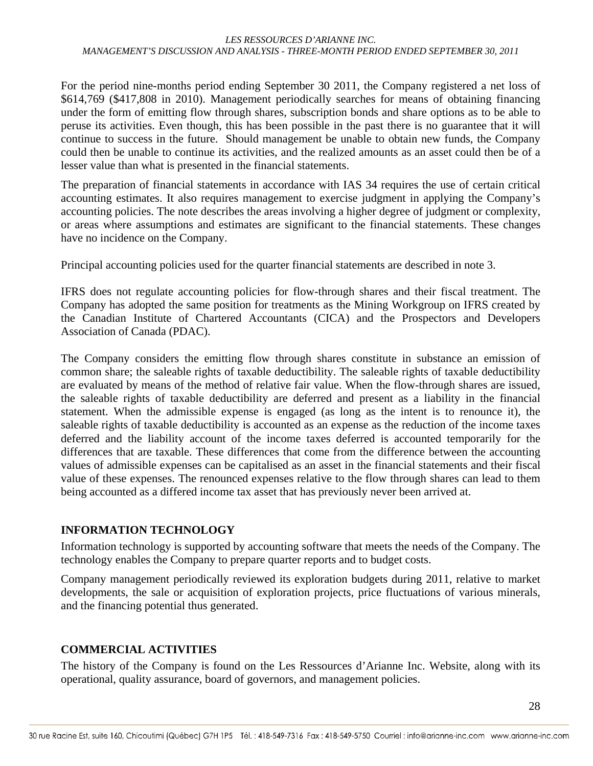For the period nine-months period ending September 30 2011, the Company registered a net loss of $614,769 ($417,808 in 2010). Management periodically searches for means of obtaining financing under the form of emitting flow through shares, subscription bonds and share options as to be able to peruse its activities. Even though, this has been possible in the past there is no guarantee that it will continue to success in the future. Should management be unable to obtain new funds, the Company could then be unable to continue its activities, and the realized amounts as an asset could then be of a lesser value than what is presented in the financial statements.

The preparation of financial statements in accordance with IAS 34 requires the use of certain critical accounting estimates. It also requires management to exercise judgment in applying the Company's accounting policies. The note describes the areas involving a higher degree of judgment or complexity, or areas where assumptions and estimates are significant to the financial statements. These changes have no incidence on the Company.

Principal accounting policies used for the quarter financial statements are described in note 3.

IFRS does not regulate accounting policies for flow-through shares and their fiscal treatment. The Company has adopted the same position for treatments as the Mining Workgroup on IFRS created by the Canadian Institute of Chartered Accountants (CICA) and the Prospectors and Developers Association of Canada (PDAC).

The Company considers the emitting flow through shares constitute in substance an emission of common share; the saleable rights of taxable deductibility. The saleable rights of taxable deductibility are evaluated by means of the method of relative fair value. When the flow-through shares are issued, the saleable rights of taxable deductibility are deferred and present as a liability in the financial statement. When the admissible expense is engaged (as long as the intent is to renounce it), the saleable rights of taxable deductibility is accounted as an expense as the reduction of the income taxes deferred and the liability account of the income taxes deferred is accounted temporarily for the differences that are taxable. These differences that come from the difference between the accounting values of admissible expenses can be capitalised as an asset in the financial statements and their fiscal value of these expenses. The renounced expenses relative to the flow through shares can lead to them being accounted as a differed income tax asset that has previously never been arrived at.

## INFORMATION TECHNOLOGY

Information technology is supported by accounting software that meets the needs of the Company. The technology enables the Company to prepare quarter reports and to budget costs.

Company management periodically reviewed its exploration budgets during 2011, relative to market developments, the sale or acquisition of exploration projects, price fluctuations of various minerals, and the financing potential thus generated.

## COMMERCIAL ACTIVITIES

The history of the Company is found on the Les Ressources d'Arianne Inc. Website, along with its operational, quality assurance, board of governors, and management policies.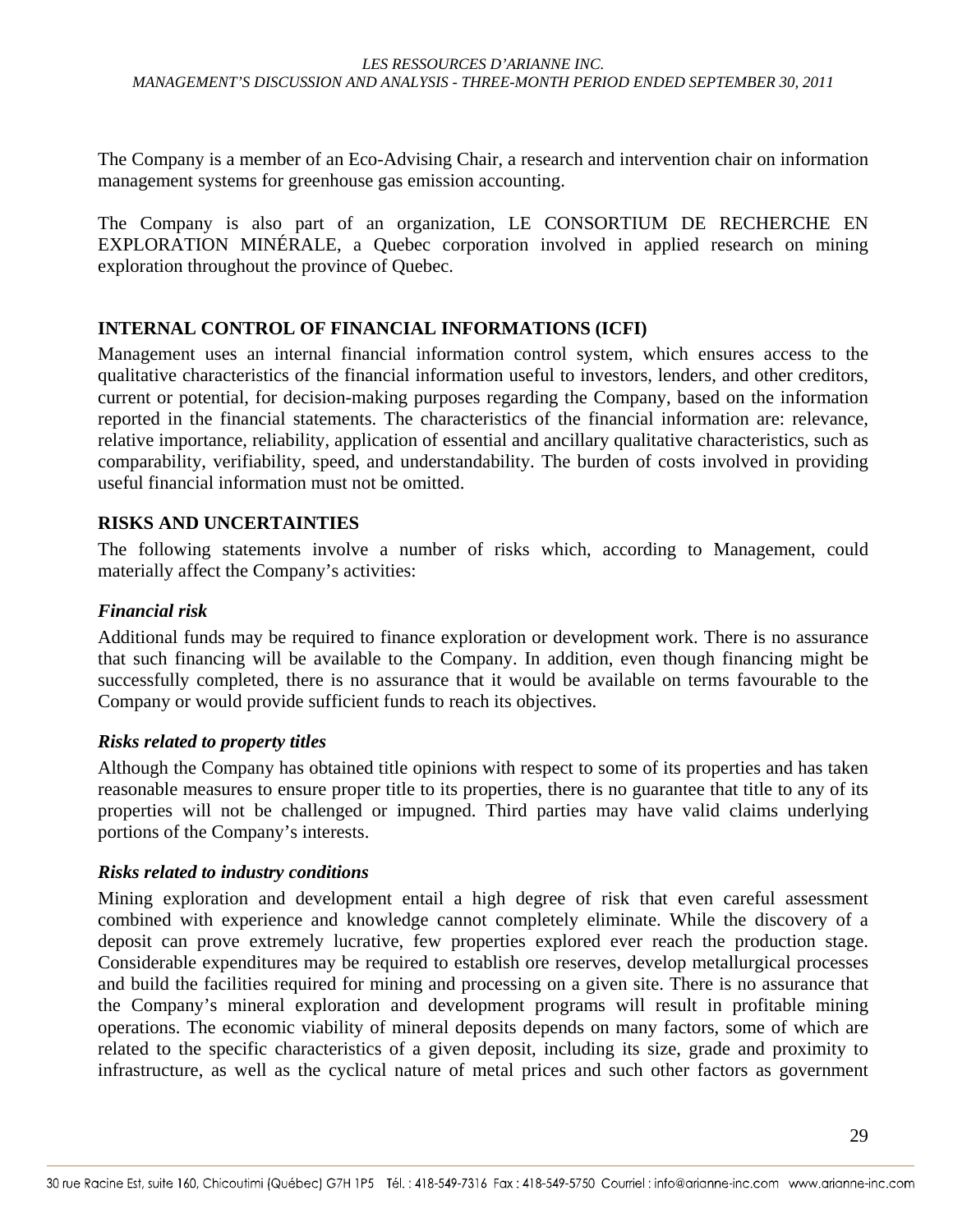The Company is a member of an Eco-Advising Chair, a research and intervention chair on information management systems for greenhouse gas emission accounting.

The Company is also part of an organization, LE CONSORTIUM DE RECHERCHE EN EXPLORATION MINÉRALE, a Quebec corporation involved in applied research on mining exploration throughout the province of Quebec.

## INTERNAL CONTROL OF FINANCIAL INFORMATIONS (ICFI)

Management uses an internal financial information control system, which ensures access to the qualitative characteristics of the financial information useful to investors, lenders, and other creditors, current or potential, for decision-making purposes regarding the Company, based on the information reported in the financial statements. The characteristics of the financial information are: relevance, relative importance, reliability, application of essential and ancillary qualitative characteristics, such as comparability, verifiability, speed, and understandability. The burden of costs involved in providing useful financial information must not be omitted.

## RISKS AND UNCERTAINTIES

The following statements involve a number of risks which, according to Management, could materially affect the Company's activities:

### *Financial risk*

Additional funds may be required to finance exploration or development work. There is no assurance that such financing will be available to the Company. In addition, even though financing might be successfully completed, there is no assurance that it would be available on terms favourable to the Company or would provide sufficient funds to reach its objectives.

### *Risks related to property titles*

Although the Company has obtained title opinions with respect to some of its properties and has taken reasonable measures to ensure proper title to its properties, there is no guarantee that title to any of its properties will not be challenged or impugned. Third parties may have valid claims underlying portions of the Company's interests.

### *Risks related to industry conditions*

Mining exploration and development entail a high degree of risk that even careful assessment combined with experience and knowledge cannot completely eliminate. While the discovery of a deposit can prove extremely lucrative, few properties explored ever reach the production stage. Considerable expenditures may be required to establish ore reserves, develop metallurgical processes and build the facilities required for mining and processing on a given site. There is no assurance that the Company's mineral exploration and development programs will result in profitable mining operations. The economic viability of mineral deposits depends on many factors, some of which are related to the specific characteristics of a given deposit, including its size, grade and proximity to infrastructure, as well as the cyclical nature of metal prices and such other factors as government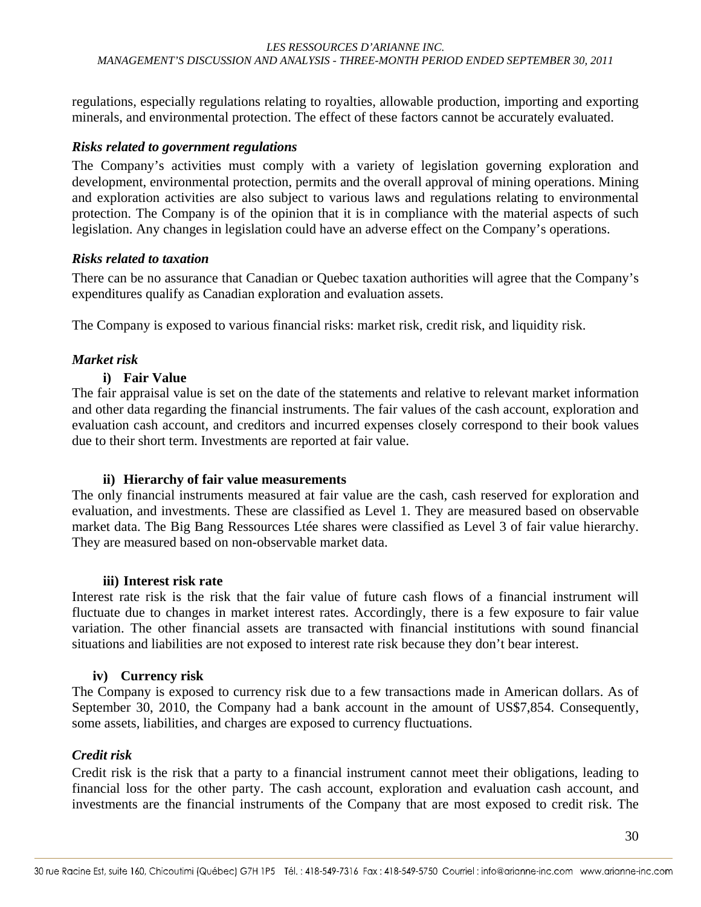regulations, especially regulations relating to royalties, allowable production, importing and exporting minerals, and environmental protection. The effect of these factors cannot be accurately evaluated.

### *Risks related to government regulations*

The Company's activities must comply with a variety of legislation governing exploration and development, environmental protection, permits and the overall approval of mining operations. Mining and exploration activities are also subject to various laws and regulations relating to environmental protection. The Company is of the opinion that it is in compliance with the material aspects of such legislation. Any changes in legislation could have an adverse effect on the Company's operations.

### *Risks related to taxation*

There can be no assurance that Canadian or Quebec taxation authorities will agree that the Company's expenditures qualify as Canadian exploration and evaluation assets.

The Company is exposed to various financial risks: market risk, credit risk, and liquidity risk.

### *Market risk*

**i) Fair Value**

The fair appraisal value is set on the date of the statements and relative to relevant market information and other data regarding the financial instruments. The fair values of the cash account, exploration and evaluation cash account, and creditors and incurred expenses closely correspond to their book values due to their short term. Investments are reported at fair value.

**ii) Hierarchy of fair value measurements**

The only financial instruments measured at fair value are the cash, cash reserved for exploration and evaluation, and investments. These are classified as Level 1. They are measured based on observable market data. The Big Bang Ressources Ltée shares were classified as Level 3 of fair value hierarchy. They are measured based on non-observable market data.

**iii) Interest risk rate**

Interest rate risk is the risk that the fair value of future cash flows of a financial instrument will fluctuate due to changes in market interest rates. Accordingly, there is a few exposure to fair value variation. The other financial assets are transacted with financial institutions with sound financial situations and liabilities are not exposed to interest rate risk because they don't bear interest.

**iv) Currency risk**

The Company is exposed to currency risk due to a few transactions made in American dollars. As of September 30, 2010, the Company had a bank account in the amount of US$7,854. Consequently, some assets, liabilities, and charges are exposed to currency fluctuations.

### *Credit risk*

Credit risk is the risk that a party to a financial instrument cannot meet their obligations, leading to financial loss for the other party. The cash account, exploration and evaluation cash account, and investments are the financial instruments of the Company that are most exposed to credit risk. The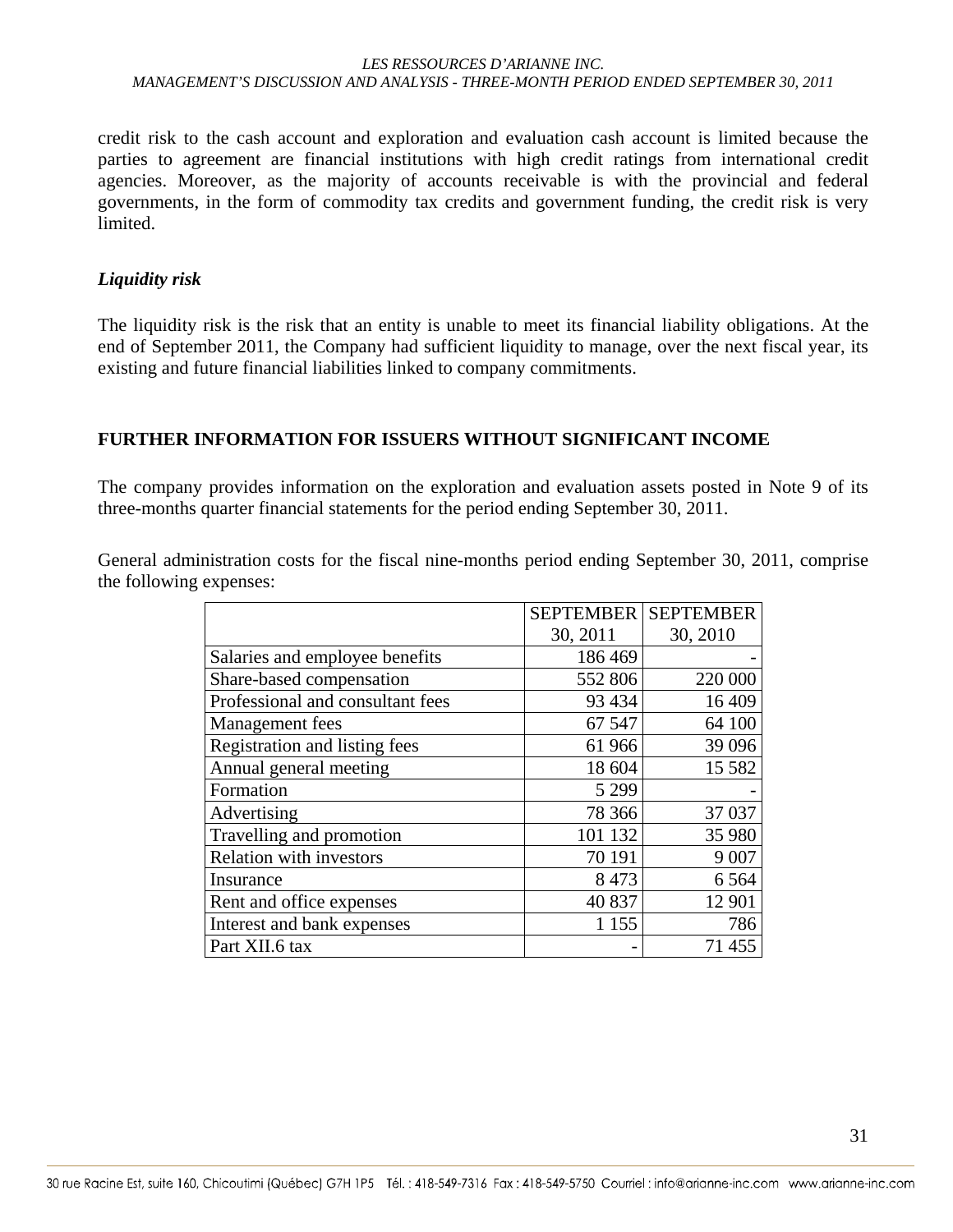credit risk to the cash account and exploration and evaluation cash account is limited because the parties to agreement are financial institutions with high credit ratings from international credit agencies. Moreover, as the majority of accounts receivable is with the provincial and federal governments, in the form of commodity tax credits and government funding, the credit risk is very limited.

### *Liquidity risk*

The liquidity risk is the risk that an entity is unable to meet its financial liability obligations. At the end of September 2011, the Company had sufficient liquidity to manage, over the next fiscal year, its existing and future financial liabilities linked to company commitments.

## FURTHER INFORMATION FOR ISSUERS WITHOUT SIGNIFICANT INCOME

The company provides information on the exploration and evaluation assets posted in Note 9 of its three-months quarter financial statements for the period ending September 30, 2011.

General administration costs for the fiscal nine-months period ending September 30, 2011, comprise the following expenses:

| | SEPTEMBER 30, 2011 | SEPTEMBER 30, 2010 |
|---|---:|---:|
| Salaries and employee benefits | 186 469 | - |
| Share-based compensation | 552 806 | 220 000 |
| Professional and consultant fees | 93 434 | 16 409 |
| Management fees | 67 547 | 64 100 |
| Registration and listing fees | 61 966 | 39 096 |
| Annual general meeting | 18 604 | 15 582 |
| Formation | 5 299 | - |
| Advertising | 78 366 | 37 037 |
| Travelling and promotion | 101 132 | 35 980 |
| Relation with investors | 70 191 | 9 007 |
| Insurance | 8 473 | 6 564 |
| Rent and office expenses | 40 837 | 12 901 |
| Interest and bank expenses | 1 155 | 786 |
| Part XII.6 tax | - | 71 455 |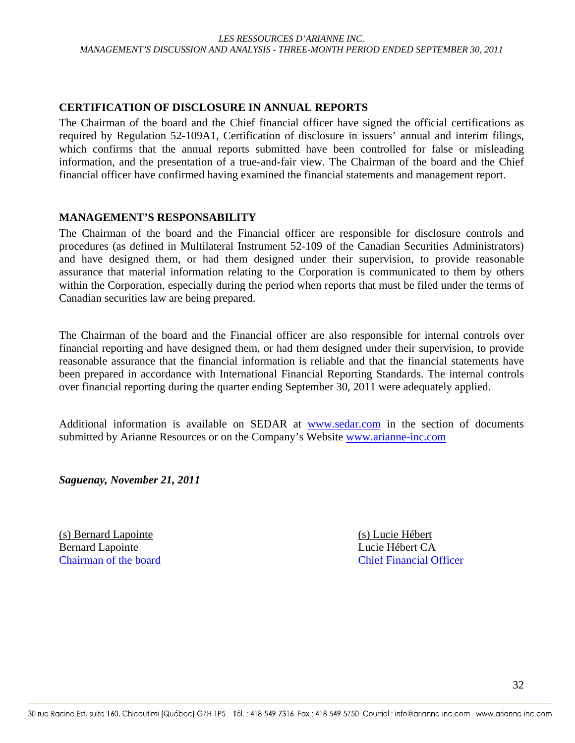## CERTIFICATION OF DISCLOSURE IN ANNUAL REPORTS

The Chairman of the board and the Chief financial officer have signed the official certifications as required by Regulation 52-109A1, Certification of disclosure in issuers' annual and interim filings, which confirms that the annual reports submitted have been controlled for false or misleading information, and the presentation of a true-and-fair view. The Chairman of the board and the Chief financial officer have confirmed having examined the financial statements and management report.

## MANAGEMENT'S RESPONSABILITY

The Chairman of the board and the Financial officer are responsible for disclosure controls and procedures (as defined in Multilateral Instrument 52-109 of the Canadian Securities Administrators) and have designed them, or had them designed under their supervision, to provide reasonable assurance that material information relating to the Corporation is communicated to them by others within the Corporation, especially during the period when reports that must be filed under the terms of Canadian securities law are being prepared.

The Chairman of the board and the Financial officer are also responsible for internal controls over financial reporting and have designed them, or had them designed under their supervision, to provide reasonable assurance that the financial information is reliable and that the financial statements have been prepared in accordance with International Financial Reporting Standards. The internal controls over financial reporting during the quarter ending September 30, 2011 were adequately applied.

Additional information is available on SEDAR at www.sedar.com in the section of documents submitted by Arianne Resources or on the Company's Website www.arianne-inc.com

***Saguenay, November 21, 2011***

(s) Bernard Lapointe
Bernard Lapointe
Chairman of the board

(s) Lucie Hébert
Lucie Hébert CA
Chief Financial Officer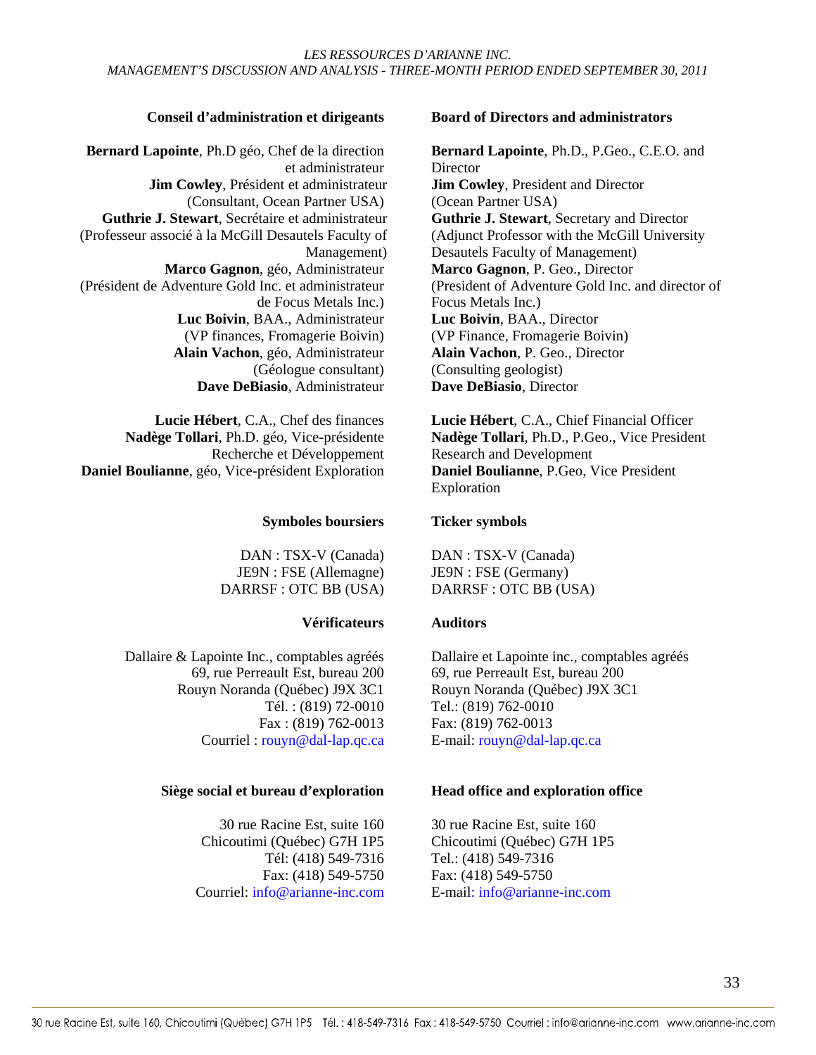### Conseil d'administration et dirigeants

**Bernard Lapointe**, Ph.D géo, Chef de la direction et administrateur
**Jim Cowley**, Président et administrateur (Consultant, Ocean Partner USA)
**Guthrie J. Stewart**, Secrétaire et administrateur (Professeur associé à la McGill Desautels Faculty of Management)
**Marco Gagnon**, géo, Administrateur (Président de Adventure Gold Inc. et administrateur de Focus Metals Inc.)
**Luc Boivin**, BAA., Administrateur (VP finances, Fromagerie Boivin)
**Alain Vachon**, géo, Administrateur (Géologue consultant)
**Dave DeBiasio**, Administrateur

**Lucie Hébert**, C.A., Chef des finances
**Nadège Tollari**, Ph.D. géo, Vice-présidente Recherche et Développement
**Daniel Boulianne**, géo, Vice-président Exploration

### Symboles boursiers

DAN : TSX-V (Canada)
JE9N : FSE (Allemagne)
DARRSF : OTC BB (USA)

### Vérificateurs

Dallaire & Lapointe Inc., comptables agréés
69, rue Perreault Est, bureau 200
Rouyn Noranda (Québec) J9X 3C1
Tél. : (819) 72-0010
Fax : (819) 762-0013
Courriel : rouyn@dal-lap.qc.ca

### Siège social et bureau d'exploration

30 rue Racine Est, suite 160
Chicoutimi (Québec) G7H 1P5
Tél: (418) 549-7316
Fax: (418) 549-5750
Courriel: info@arianne-inc.com

### Board of Directors and administrators

**Bernard Lapointe**, Ph.D., P.Geo., C.E.O. and Director
**Jim Cowley**, President and Director (Ocean Partner USA)
**Guthrie J. Stewart**, Secretary and Director (Adjunct Professor with the McGill University Desautels Faculty of Management)
**Marco Gagnon**, P. Geo., Director (President of Adventure Gold Inc. and director of Focus Metals Inc.)
**Luc Boivin**, BAA., Director (VP Finance, Fromagerie Boivin)
**Alain Vachon**, P. Geo., Director (Consulting geologist)
**Dave DeBiasio**, Director

**Lucie Hébert**, C.A., Chief Financial Officer
**Nadège Tollari**, Ph.D., P.Geo., Vice President Research and Development
**Daniel Boulianne**, P.Geo, Vice President Exploration

### Ticker symbols

DAN : TSX-V (Canada)
JE9N : FSE (Germany)
DARRSF : OTC BB (USA)

### Auditors

Dallaire et Lapointe inc., comptables agréés
69, rue Perreault Est, bureau 200
Rouyn Noranda (Québec) J9X 3C1
Tel.: (819) 762-0010
Fax: (819) 762-0013
E-mail: rouyn@dal-lap.qc.ca

### Head office and exploration office

30 rue Racine Est, suite 160
Chicoutimi (Québec) G7H 1P5
Tel.: (418) 549-7316
Fax: (418) 549-5750
E-mail: info@arianne-inc.com